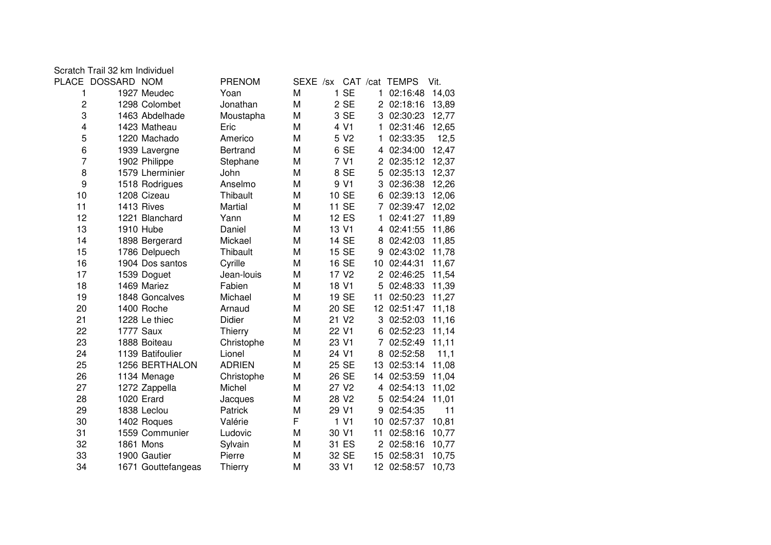Scratch Trail 32 km Individuel

| PLACE | DOSSARD | NOM | PRENOM | SEXE | /sx | CAT | /cat | TEMPS | Vit. |
|---|---|---|---|---|---|---|---|---|---|
| 1 | 1927 | Meudec | Yoan | M | 1 | SE | 1 | 02:16:48 | 14,03 |
| 2 | 1298 | Colombet | Jonathan | M | 2 | SE | 2 | 02:18:16 | 13,89 |
| 3 | 1463 | Abdelhade | Moustapha | M | 3 | SE | 3 | 02:30:23 | 12,77 |
| 4 | 1423 | Matheau | Eric | M | 4 | V1 | 1 | 02:31:46 | 12,65 |
| 5 | 1220 | Machado | Americo | M | 5 | V2 | 1 | 02:33:35 | 12,5 |
| 6 | 1939 | Lavergne | Bertrand | M | 6 | SE | 4 | 02:34:00 | 12,47 |
| 7 | 1902 | Philippe | Stephane | M | 7 | V1 | 2 | 02:35:12 | 12,37 |
| 8 | 1579 | Lherminier | John | M | 8 | SE | 5 | 02:35:13 | 12,37 |
| 9 | 1518 | Rodrigues | Anselmo | M | 9 | V1 | 3 | 02:36:38 | 12,26 |
| 10 | 1208 | Cizeau | Thibault | M | 10 | SE | 6 | 02:39:13 | 12,06 |
| 11 | 1413 | Rives | Martial | M | 11 | SE | 7 | 02:39:47 | 12,02 |
| 12 | 1221 | Blanchard | Yann | M | 12 | ES | 1 | 02:41:27 | 11,89 |
| 13 | 1910 | Hube | Daniel | M | 13 | V1 | 4 | 02:41:55 | 11,86 |
| 14 | 1898 | Bergerard | Mickael | M | 14 | SE | 8 | 02:42:03 | 11,85 |
| 15 | 1786 | Delpuech | Thibault | M | 15 | SE | 9 | 02:43:02 | 11,78 |
| 16 | 1904 | Dos santos | Cyrille | M | 16 | SE | 10 | 02:44:31 | 11,67 |
| 17 | 1539 | Doguet | Jean-louis | M | 17 | V2 | 2 | 02:46:25 | 11,54 |
| 18 | 1469 | Mariez | Fabien | M | 18 | V1 | 5 | 02:48:33 | 11,39 |
| 19 | 1848 | Goncalves | Michael | M | 19 | SE | 11 | 02:50:23 | 11,27 |
| 20 | 1400 | Roche | Arnaud | M | 20 | SE | 12 | 02:51:47 | 11,18 |
| 21 | 1228 | Le thiec | Didier | M | 21 | V2 | 3 | 02:52:03 | 11,16 |
| 22 | 1777 | Saux | Thierry | M | 22 | V1 | 6 | 02:52:23 | 11,14 |
| 23 | 1888 | Boiteau | Christophe | M | 23 | V1 | 7 | 02:52:49 | 11,11 |
| 24 | 1139 | Batifoulier | Lionel | M | 24 | V1 | 8 | 02:52:58 | 11,1 |
| 25 | 1256 | BERTHALON | ADRIEN | M | 25 | SE | 13 | 02:53:14 | 11,08 |
| 26 | 1134 | Menage | Christophe | M | 26 | SE | 14 | 02:53:59 | 11,04 |
| 27 | 1272 | Zappella | Michel | M | 27 | V2 | 4 | 02:54:13 | 11,02 |
| 28 | 1020 | Erard | Jacques | M | 28 | V2 | 5 | 02:54:24 | 11,01 |
| 29 | 1838 | Leclou | Patrick | M | 29 | V1 | 9 | 02:54:35 | 11 |
| 30 | 1402 | Roques | Valérie | F | 1 | V1 | 10 | 02:57:37 | 10,81 |
| 31 | 1559 | Communier | Ludovic | M | 30 | V1 | 11 | 02:58:16 | 10,77 |
| 32 | 1861 | Mons | Sylvain | M | 31 | ES | 2 | 02:58:16 | 10,77 |
| 33 | 1900 | Gautier | Pierre | M | 32 | SE | 15 | 02:58:31 | 10,75 |
| 34 | 1671 | Gouttefangeas | Thierry | M | 33 | V1 | 12 | 02:58:57 | 10,73 |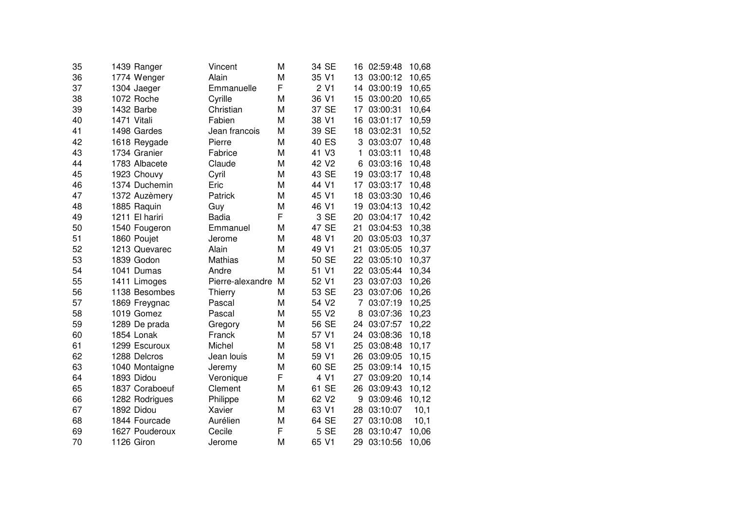| | | | | | | | | | |
|---|---|---|---|---|---|---|---|---|---|
| 35 | 1439 | Ranger | Vincent | M | 34 | SE | 16 | 02:59:48 | 10,68 |
| 36 | 1774 | Wenger | Alain | M | 35 | V1 | 13 | 03:00:12 | 10,65 |
| 37 | 1304 | Jaeger | Emmanuelle | F | 2 | V1 | 14 | 03:00:19 | 10,65 |
| 38 | 1072 | Roche | Cyrille | M | 36 | V1 | 15 | 03:00:20 | 10,65 |
| 39 | 1432 | Barbe | Christian | M | 37 | SE | 17 | 03:00:31 | 10,64 |
| 40 | 1471 | Vitali | Fabien | M | 38 | V1 | 16 | 03:01:17 | 10,59 |
| 41 | 1498 | Gardes | Jean francois | M | 39 | SE | 18 | 03:02:31 | 10,52 |
| 42 | 1618 | Reygade | Pierre | M | 40 | ES | 3 | 03:03:07 | 10,48 |
| 43 | 1734 | Granier | Fabrice | M | 41 | V3 | 1 | 03:03:11 | 10,48 |
| 44 | 1783 | Albacete | Claude | M | 42 | V2 | 6 | 03:03:16 | 10,48 |
| 45 | 1923 | Chouvy | Cyril | M | 43 | SE | 19 | 03:03:17 | 10,48 |
| 46 | 1374 | Duchemin | Eric | M | 44 | V1 | 17 | 03:03:17 | 10,48 |
| 47 | 1372 | Auzèmery | Patrick | M | 45 | V1 | 18 | 03:03:30 | 10,46 |
| 48 | 1885 | Raquin | Guy | M | 46 | V1 | 19 | 03:04:13 | 10,42 |
| 49 | 1211 | El hariri | Badia | F | 3 | SE | 20 | 03:04:17 | 10,42 |
| 50 | 1540 | Fougeron | Emmanuel | M | 47 | SE | 21 | 03:04:53 | 10,38 |
| 51 | 1860 | Poujet | Jerome | M | 48 | V1 | 20 | 03:05:03 | 10,37 |
| 52 | 1213 | Quevarec | Alain | M | 49 | V1 | 21 | 03:05:05 | 10,37 |
| 53 | 1839 | Godon | Mathias | M | 50 | SE | 22 | 03:05:10 | 10,37 |
| 54 | 1041 | Dumas | Andre | M | 51 | V1 | 22 | 03:05:44 | 10,34 |
| 55 | 1411 | Limoges | Pierre-alexandre | M | 52 | V1 | 23 | 03:07:03 | 10,26 |
| 56 | 1138 | Besombes | Thierry | M | 53 | SE | 23 | 03:07:06 | 10,26 |
| 57 | 1869 | Freygnac | Pascal | M | 54 | V2 | 7 | 03:07:19 | 10,25 |
| 58 | 1019 | Gomez | Pascal | M | 55 | V2 | 8 | 03:07:36 | 10,23 |
| 59 | 1289 | De prada | Gregory | M | 56 | SE | 24 | 03:07:57 | 10,22 |
| 60 | 1854 | Lonak | Franck | M | 57 | V1 | 24 | 03:08:36 | 10,18 |
| 61 | 1299 | Escuroux | Michel | M | 58 | V1 | 25 | 03:08:48 | 10,17 |
| 62 | 1288 | Delcros | Jean louis | M | 59 | V1 | 26 | 03:09:05 | 10,15 |
| 63 | 1040 | Montaigne | Jeremy | M | 60 | SE | 25 | 03:09:14 | 10,15 |
| 64 | 1893 | Didou | Veronique | F | 4 | V1 | 27 | 03:09:20 | 10,14 |
| 65 | 1837 | Coraboeuf | Clement | M | 61 | SE | 26 | 03:09:43 | 10,12 |
| 66 | 1282 | Rodrigues | Philippe | M | 62 | V2 | 9 | 03:09:46 | 10,12 |
| 67 | 1892 | Didou | Xavier | M | 63 | V1 | 28 | 03:10:07 | 10,1 |
| 68 | 1844 | Fourcade | Aurélien | M | 64 | SE | 27 | 03:10:08 | 10,1 |
| 69 | 1627 | Pouderoux | Cecile | F | 5 | SE | 28 | 03:10:47 | 10,06 |
| 70 | 1126 | Giron | Jerome | M | 65 | V1 | 29 | 03:10:56 | 10,06 |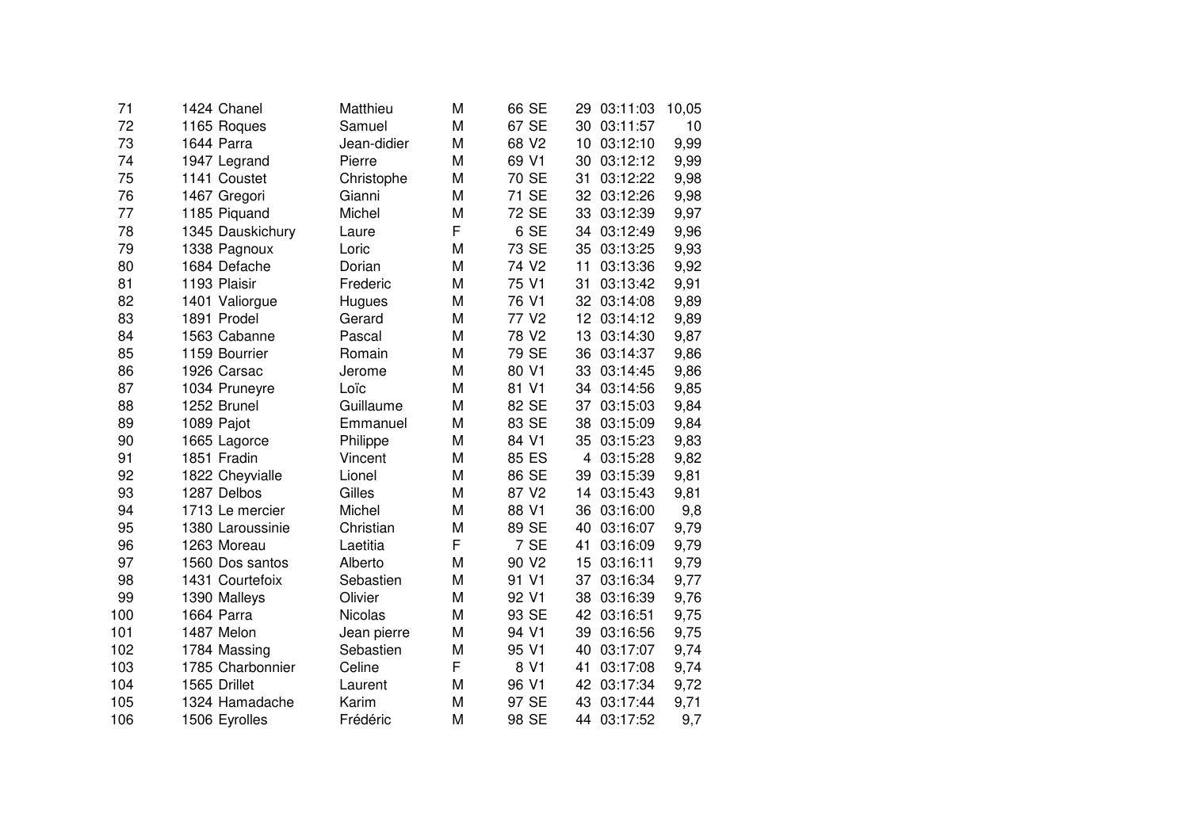| | | | | | | | | |
|---|---|---|---|---|---|---|---|---|
| 71 | 1424 | Chanel | Matthieu | M | 66 SE | 29 | 03:11:03 | 10,05 |
| 72 | 1165 | Roques | Samuel | M | 67 SE | 30 | 03:11:57 | 10 |
| 73 | 1644 | Parra | Jean-didier | M | 68 V2 | 10 | 03:12:10 | 9,99 |
| 74 | 1947 | Legrand | Pierre | M | 69 V1 | 30 | 03:12:12 | 9,99 |
| 75 | 1141 | Coustet | Christophe | M | 70 SE | 31 | 03:12:22 | 9,98 |
| 76 | 1467 | Gregori | Gianni | M | 71 SE | 32 | 03:12:26 | 9,98 |
| 77 | 1185 | Piquand | Michel | M | 72 SE | 33 | 03:12:39 | 9,97 |
| 78 | 1345 | Dauskichury | Laure | F | 6 SE | 34 | 03:12:49 | 9,96 |
| 79 | 1338 | Pagnoux | Loric | M | 73 SE | 35 | 03:13:25 | 9,93 |
| 80 | 1684 | Defache | Dorian | M | 74 V2 | 11 | 03:13:36 | 9,92 |
| 81 | 1193 | Plaisir | Frederic | M | 75 V1 | 31 | 03:13:42 | 9,91 |
| 82 | 1401 | Valiorgue | Hugues | M | 76 V1 | 32 | 03:14:08 | 9,89 |
| 83 | 1891 | Prodel | Gerard | M | 77 V2 | 12 | 03:14:12 | 9,89 |
| 84 | 1563 | Cabanne | Pascal | M | 78 V2 | 13 | 03:14:30 | 9,87 |
| 85 | 1159 | Bourrier | Romain | M | 79 SE | 36 | 03:14:37 | 9,86 |
| 86 | 1926 | Carsac | Jerome | M | 80 V1 | 33 | 03:14:45 | 9,86 |
| 87 | 1034 | Pruneyre | Loïc | M | 81 V1 | 34 | 03:14:56 | 9,85 |
| 88 | 1252 | Brunel | Guillaume | M | 82 SE | 37 | 03:15:03 | 9,84 |
| 89 | 1089 | Pajot | Emmanuel | M | 83 SE | 38 | 03:15:09 | 9,84 |
| 90 | 1665 | Lagorce | Philippe | M | 84 V1 | 35 | 03:15:23 | 9,83 |
| 91 | 1851 | Fradin | Vincent | M | 85 ES | 4 | 03:15:28 | 9,82 |
| 92 | 1822 | Cheyvialle | Lionel | M | 86 SE | 39 | 03:15:39 | 9,81 |
| 93 | 1287 | Delbos | Gilles | M | 87 V2 | 14 | 03:15:43 | 9,81 |
| 94 | 1713 | Le mercier | Michel | M | 88 V1 | 36 | 03:16:00 | 9,8 |
| 95 | 1380 | Laroussinie | Christian | M | 89 SE | 40 | 03:16:07 | 9,79 |
| 96 | 1263 | Moreau | Laetitia | F | 7 SE | 41 | 03:16:09 | 9,79 |
| 97 | 1560 | Dos santos | Alberto | M | 90 V2 | 15 | 03:16:11 | 9,79 |
| 98 | 1431 | Courtefoix | Sebastien | M | 91 V1 | 37 | 03:16:34 | 9,77 |
| 99 | 1390 | Malleys | Olivier | M | 92 V1 | 38 | 03:16:39 | 9,76 |
| 100 | 1664 | Parra | Nicolas | M | 93 SE | 42 | 03:16:51 | 9,75 |
| 101 | 1487 | Melon | Jean pierre | M | 94 V1 | 39 | 03:16:56 | 9,75 |
| 102 | 1784 | Massing | Sebastien | M | 95 V1 | 40 | 03:17:07 | 9,74 |
| 103 | 1785 | Charbonnier | Celine | F | 8 V1 | 41 | 03:17:08 | 9,74 |
| 104 | 1565 | Drillet | Laurent | M | 96 V1 | 42 | 03:17:34 | 9,72 |
| 105 | 1324 | Hamadache | Karim | M | 97 SE | 43 | 03:17:44 | 9,71 |
| 106 | 1506 | Eyrolles | Frédéric | M | 98 SE | 44 | 03:17:52 | 9,7 |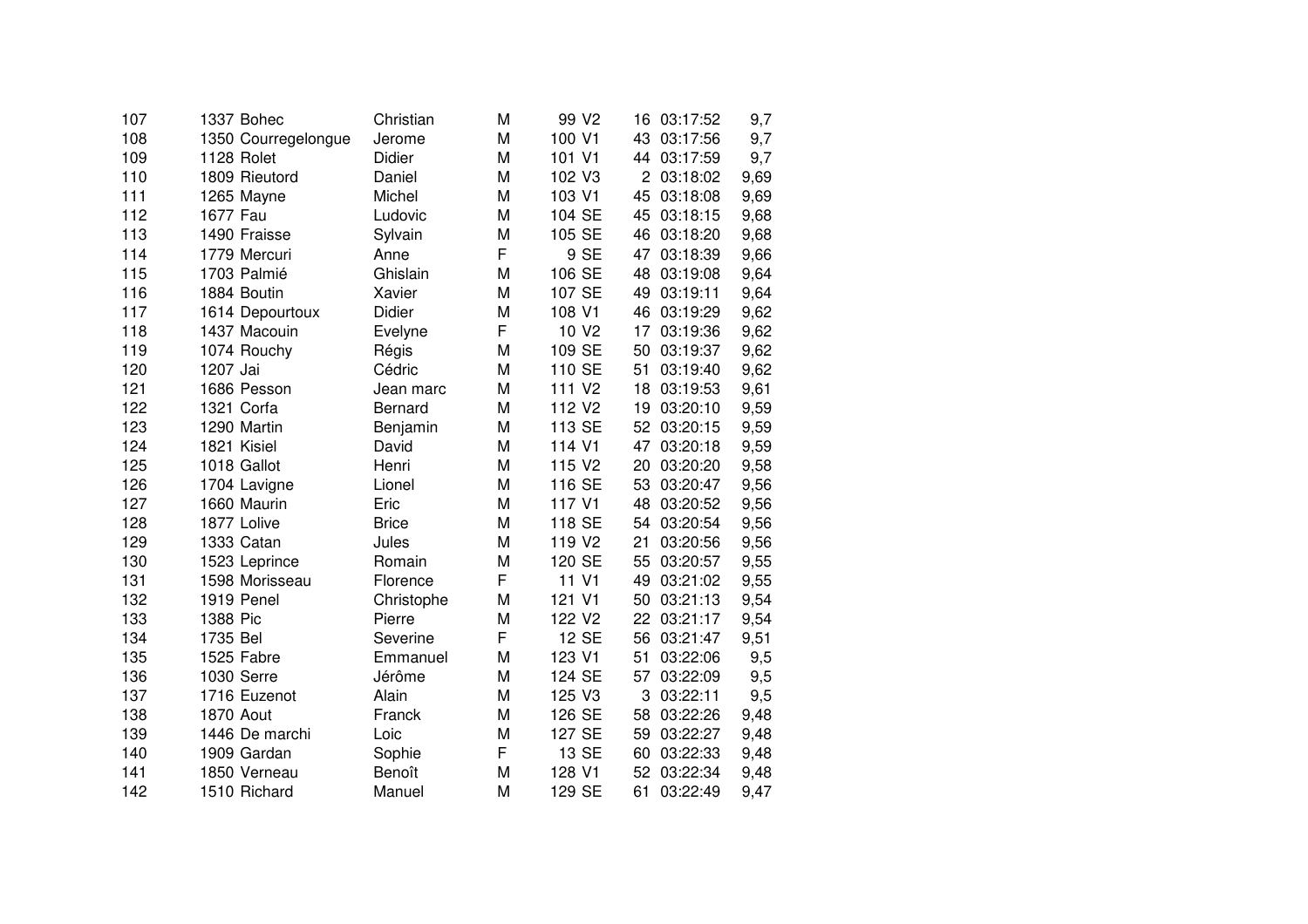| | | | | | | | | | |
|---|---|---|---|---|---|---|---|---|---|
| 107 | 1337 | Bohec | Christian | M | 99 | V2 | 16 | 03:17:52 | 9,7 |
| 108 | 1350 | Courregelongue | Jerome | M | 100 | V1 | 43 | 03:17:56 | 9,7 |
| 109 | 1128 | Rolet | Didier | M | 101 | V1 | 44 | 03:17:59 | 9,7 |
| 110 | 1809 | Rieutord | Daniel | M | 102 | V3 | 2 | 03:18:02 | 9,69 |
| 111 | 1265 | Mayne | Michel | M | 103 | V1 | 45 | 03:18:08 | 9,69 |
| 112 | 1677 | Fau | Ludovic | M | 104 | SE | 45 | 03:18:15 | 9,68 |
| 113 | 1490 | Fraisse | Sylvain | M | 105 | SE | 46 | 03:18:20 | 9,68 |
| 114 | 1779 | Mercuri | Anne | F | 9 | SE | 47 | 03:18:39 | 9,66 |
| 115 | 1703 | Palmié | Ghislain | M | 106 | SE | 48 | 03:19:08 | 9,64 |
| 116 | 1884 | Boutin | Xavier | M | 107 | SE | 49 | 03:19:11 | 9,64 |
| 117 | 1614 | Depourtoux | Didier | M | 108 | V1 | 46 | 03:19:29 | 9,62 |
| 118 | 1437 | Macouin | Evelyne | F | 10 | V2 | 17 | 03:19:36 | 9,62 |
| 119 | 1074 | Rouchy | Régis | M | 109 | SE | 50 | 03:19:37 | 9,62 |
| 120 | 1207 | Jai | Cédric | M | 110 | SE | 51 | 03:19:40 | 9,62 |
| 121 | 1686 | Pesson | Jean marc | M | 111 | V2 | 18 | 03:19:53 | 9,61 |
| 122 | 1321 | Corfa | Bernard | M | 112 | V2 | 19 | 03:20:10 | 9,59 |
| 123 | 1290 | Martin | Benjamin | M | 113 | SE | 52 | 03:20:15 | 9,59 |
| 124 | 1821 | Kisiel | David | M | 114 | V1 | 47 | 03:20:18 | 9,59 |
| 125 | 1018 | Gallot | Henri | M | 115 | V2 | 20 | 03:20:20 | 9,58 |
| 126 | 1704 | Lavigne | Lionel | M | 116 | SE | 53 | 03:20:47 | 9,56 |
| 127 | 1660 | Maurin | Eric | M | 117 | V1 | 48 | 03:20:52 | 9,56 |
| 128 | 1877 | Lolive | Brice | M | 118 | SE | 54 | 03:20:54 | 9,56 |
| 129 | 1333 | Catan | Jules | M | 119 | V2 | 21 | 03:20:56 | 9,56 |
| 130 | 1523 | Leprince | Romain | M | 120 | SE | 55 | 03:20:57 | 9,55 |
| 131 | 1598 | Morisseau | Florence | F | 11 | V1 | 49 | 03:21:02 | 9,55 |
| 132 | 1919 | Penel | Christophe | M | 121 | V1 | 50 | 03:21:13 | 9,54 |
| 133 | 1388 | Pic | Pierre | M | 122 | V2 | 22 | 03:21:17 | 9,54 |
| 134 | 1735 | Bel | Severine | F | 12 | SE | 56 | 03:21:47 | 9,51 |
| 135 | 1525 | Fabre | Emmanuel | M | 123 | V1 | 51 | 03:22:06 | 9,5 |
| 136 | 1030 | Serre | Jérôme | M | 124 | SE | 57 | 03:22:09 | 9,5 |
| 137 | 1716 | Euzenot | Alain | M | 125 | V3 | 3 | 03:22:11 | 9,5 |
| 138 | 1870 | Aout | Franck | M | 126 | SE | 58 | 03:22:26 | 9,48 |
| 139 | 1446 | De marchi | Loic | M | 127 | SE | 59 | 03:22:27 | 9,48 |
| 140 | 1909 | Gardan | Sophie | F | 13 | SE | 60 | 03:22:33 | 9,48 |
| 141 | 1850 | Verneau | Benoît | M | 128 | V1 | 52 | 03:22:34 | 9,48 |
| 142 | 1510 | Richard | Manuel | M | 129 | SE | 61 | 03:22:49 | 9,47 |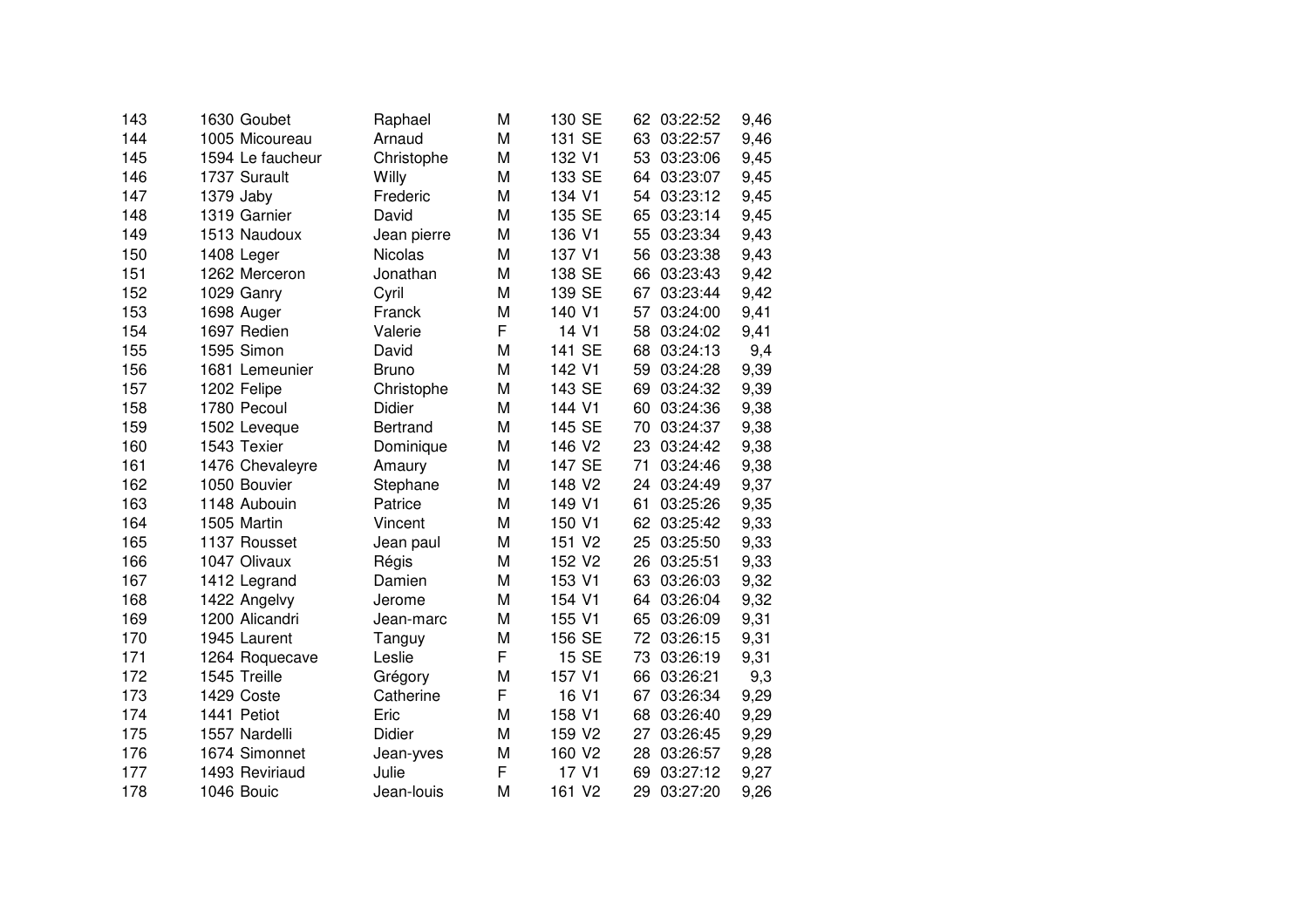| | | | | | | | | | |
|---|---|---|---|---|---|---|---|---|---|
| 143 | 1630 | Goubet | Raphael | M | 130 | SE | 62 | 03:22:52 | 9,46 |
| 144 | 1005 | Micoureau | Arnaud | M | 131 | SE | 63 | 03:22:57 | 9,46 |
| 145 | 1594 | Le faucheur | Christophe | M | 132 | V1 | 53 | 03:23:06 | 9,45 |
| 146 | 1737 | Surault | Willy | M | 133 | SE | 64 | 03:23:07 | 9,45 |
| 147 | 1379 | Jaby | Frederic | M | 134 | V1 | 54 | 03:23:12 | 9,45 |
| 148 | 1319 | Garnier | David | M | 135 | SE | 65 | 03:23:14 | 9,45 |
| 149 | 1513 | Naudoux | Jean pierre | M | 136 | V1 | 55 | 03:23:34 | 9,43 |
| 150 | 1408 | Leger | Nicolas | M | 137 | V1 | 56 | 03:23:38 | 9,43 |
| 151 | 1262 | Merceron | Jonathan | M | 138 | SE | 66 | 03:23:43 | 9,42 |
| 152 | 1029 | Ganry | Cyril | M | 139 | SE | 67 | 03:23:44 | 9,42 |
| 153 | 1698 | Auger | Franck | M | 140 | V1 | 57 | 03:24:00 | 9,41 |
| 154 | 1697 | Redien | Valerie | F | 14 | V1 | 58 | 03:24:02 | 9,41 |
| 155 | 1595 | Simon | David | M | 141 | SE | 68 | 03:24:13 | 9,4 |
| 156 | 1681 | Lemeunier | Bruno | M | 142 | V1 | 59 | 03:24:28 | 9,39 |
| 157 | 1202 | Felipe | Christophe | M | 143 | SE | 69 | 03:24:32 | 9,39 |
| 158 | 1780 | Pecoul | Didier | M | 144 | V1 | 60 | 03:24:36 | 9,38 |
| 159 | 1502 | Leveque | Bertrand | M | 145 | SE | 70 | 03:24:37 | 9,38 |
| 160 | 1543 | Texier | Dominique | M | 146 | V2 | 23 | 03:24:42 | 9,38 |
| 161 | 1476 | Chevaleyre | Amaury | M | 147 | SE | 71 | 03:24:46 | 9,38 |
| 162 | 1050 | Bouvier | Stephane | M | 148 | V2 | 24 | 03:24:49 | 9,37 |
| 163 | 1148 | Aubouin | Patrice | M | 149 | V1 | 61 | 03:25:26 | 9,35 |
| 164 | 1505 | Martin | Vincent | M | 150 | V1 | 62 | 03:25:42 | 9,33 |
| 165 | 1137 | Rousset | Jean paul | M | 151 | V2 | 25 | 03:25:50 | 9,33 |
| 166 | 1047 | Olivaux | Régis | M | 152 | V2 | 26 | 03:25:51 | 9,33 |
| 167 | 1412 | Legrand | Damien | M | 153 | V1 | 63 | 03:26:03 | 9,32 |
| 168 | 1422 | Angelvy | Jerome | M | 154 | V1 | 64 | 03:26:04 | 9,32 |
| 169 | 1200 | Alicandri | Jean-marc | M | 155 | V1 | 65 | 03:26:09 | 9,31 |
| 170 | 1945 | Laurent | Tanguy | M | 156 | SE | 72 | 03:26:15 | 9,31 |
| 171 | 1264 | Roquecave | Leslie | F | 15 | SE | 73 | 03:26:19 | 9,31 |
| 172 | 1545 | Treille | Grégory | M | 157 | V1 | 66 | 03:26:21 | 9,3 |
| 173 | 1429 | Coste | Catherine | F | 16 | V1 | 67 | 03:26:34 | 9,29 |
| 174 | 1441 | Petiot | Eric | M | 158 | V1 | 68 | 03:26:40 | 9,29 |
| 175 | 1557 | Nardelli | Didier | M | 159 | V2 | 27 | 03:26:45 | 9,29 |
| 176 | 1674 | Simonnet | Jean-yves | M | 160 | V2 | 28 | 03:26:57 | 9,28 |
| 177 | 1493 | Reviriaud | Julie | F | 17 | V1 | 69 | 03:27:12 | 9,27 |
| 178 | 1046 | Bouic | Jean-louis | M | 161 | V2 | 29 | 03:27:20 | 9,26 |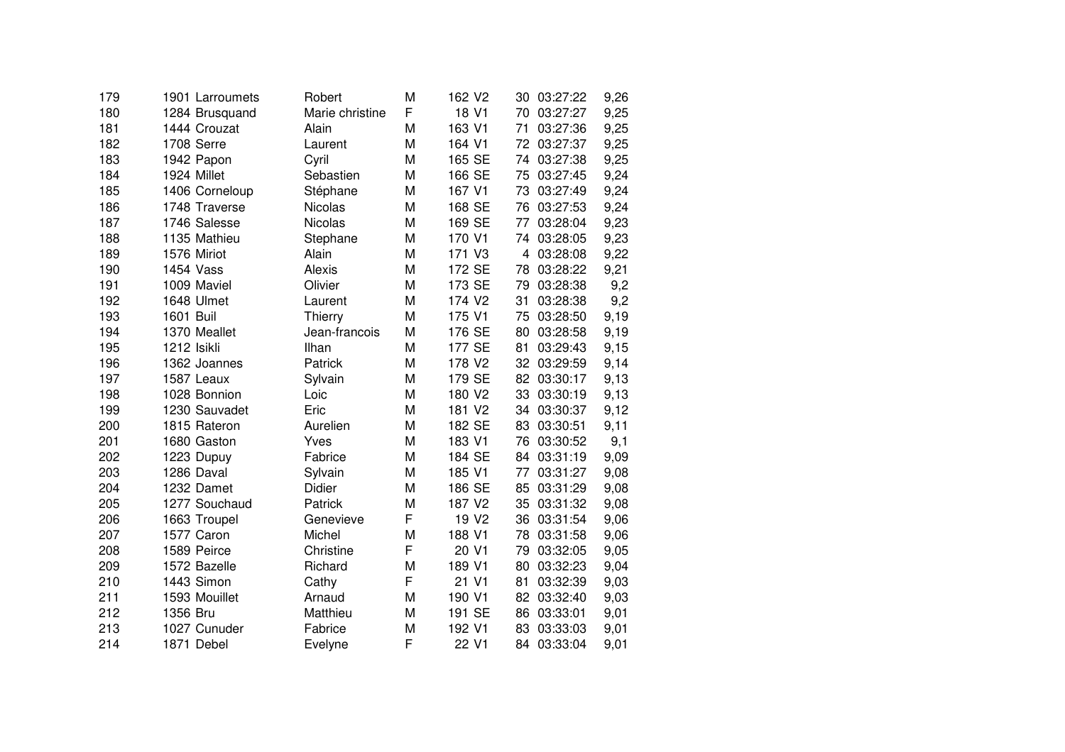| | | | | | | | | | |
|---|---|---|---|---|---|---|---|---|---|
| 179 | 1901 | Larroumets | Robert | M | 162 | V2 | 30 | 03:27:22 | 9,26 |
| 180 | 1284 | Brusquand | Marie christine | F | 18 | V1 | 70 | 03:27:27 | 9,25 |
| 181 | 1444 | Crouzat | Alain | M | 163 | V1 | 71 | 03:27:36 | 9,25 |
| 182 | 1708 | Serre | Laurent | M | 164 | V1 | 72 | 03:27:37 | 9,25 |
| 183 | 1942 | Papon | Cyril | M | 165 | SE | 74 | 03:27:38 | 9,25 |
| 184 | 1924 | Millet | Sebastien | M | 166 | SE | 75 | 03:27:45 | 9,24 |
| 185 | 1406 | Corneloup | Stéphane | M | 167 | V1 | 73 | 03:27:49 | 9,24 |
| 186 | 1748 | Traverse | Nicolas | M | 168 | SE | 76 | 03:27:53 | 9,24 |
| 187 | 1746 | Salesse | Nicolas | M | 169 | SE | 77 | 03:28:04 | 9,23 |
| 188 | 1135 | Mathieu | Stephane | M | 170 | V1 | 74 | 03:28:05 | 9,23 |
| 189 | 1576 | Miriot | Alain | M | 171 | V3 | 4 | 03:28:08 | 9,22 |
| 190 | 1454 | Vass | Alexis | M | 172 | SE | 78 | 03:28:22 | 9,21 |
| 191 | 1009 | Maviel | Olivier | M | 173 | SE | 79 | 03:28:38 | 9,2 |
| 192 | 1648 | Ulmet | Laurent | M | 174 | V2 | 31 | 03:28:38 | 9,2 |
| 193 | 1601 | Buil | Thierry | M | 175 | V1 | 75 | 03:28:50 | 9,19 |
| 194 | 1370 | Meallet | Jean-francois | M | 176 | SE | 80 | 03:28:58 | 9,19 |
| 195 | 1212 | Isikli | Ilhan | M | 177 | SE | 81 | 03:29:43 | 9,15 |
| 196 | 1362 | Joannes | Patrick | M | 178 | V2 | 32 | 03:29:59 | 9,14 |
| 197 | 1587 | Leaux | Sylvain | M | 179 | SE | 82 | 03:30:17 | 9,13 |
| 198 | 1028 | Bonnion | Loic | M | 180 | V2 | 33 | 03:30:19 | 9,13 |
| 199 | 1230 | Sauvadet | Eric | M | 181 | V2 | 34 | 03:30:37 | 9,12 |
| 200 | 1815 | Rateron | Aurelien | M | 182 | SE | 83 | 03:30:51 | 9,11 |
| 201 | 1680 | Gaston | Yves | M | 183 | V1 | 76 | 03:30:52 | 9,1 |
| 202 | 1223 | Dupuy | Fabrice | M | 184 | SE | 84 | 03:31:19 | 9,09 |
| 203 | 1286 | Daval | Sylvain | M | 185 | V1 | 77 | 03:31:27 | 9,08 |
| 204 | 1232 | Damet | Didier | M | 186 | SE | 85 | 03:31:29 | 9,08 |
| 205 | 1277 | Souchaud | Patrick | M | 187 | V2 | 35 | 03:31:32 | 9,08 |
| 206 | 1663 | Troupel | Genevieve | F | 19 | V2 | 36 | 03:31:54 | 9,06 |
| 207 | 1577 | Caron | Michel | M | 188 | V1 | 78 | 03:31:58 | 9,06 |
| 208 | 1589 | Peirce | Christine | F | 20 | V1 | 79 | 03:32:05 | 9,05 |
| 209 | 1572 | Bazelle | Richard | M | 189 | V1 | 80 | 03:32:23 | 9,04 |
| 210 | 1443 | Simon | Cathy | F | 21 | V1 | 81 | 03:32:39 | 9,03 |
| 211 | 1593 | Mouillet | Arnaud | M | 190 | V1 | 82 | 03:32:40 | 9,03 |
| 212 | 1356 | Bru | Matthieu | M | 191 | SE | 86 | 03:33:01 | 9,01 |
| 213 | 1027 | Cunuder | Fabrice | M | 192 | V1 | 83 | 03:33:03 | 9,01 |
| 214 | 1871 | Debel | Evelyne | F | 22 | V1 | 84 | 03:33:04 | 9,01 |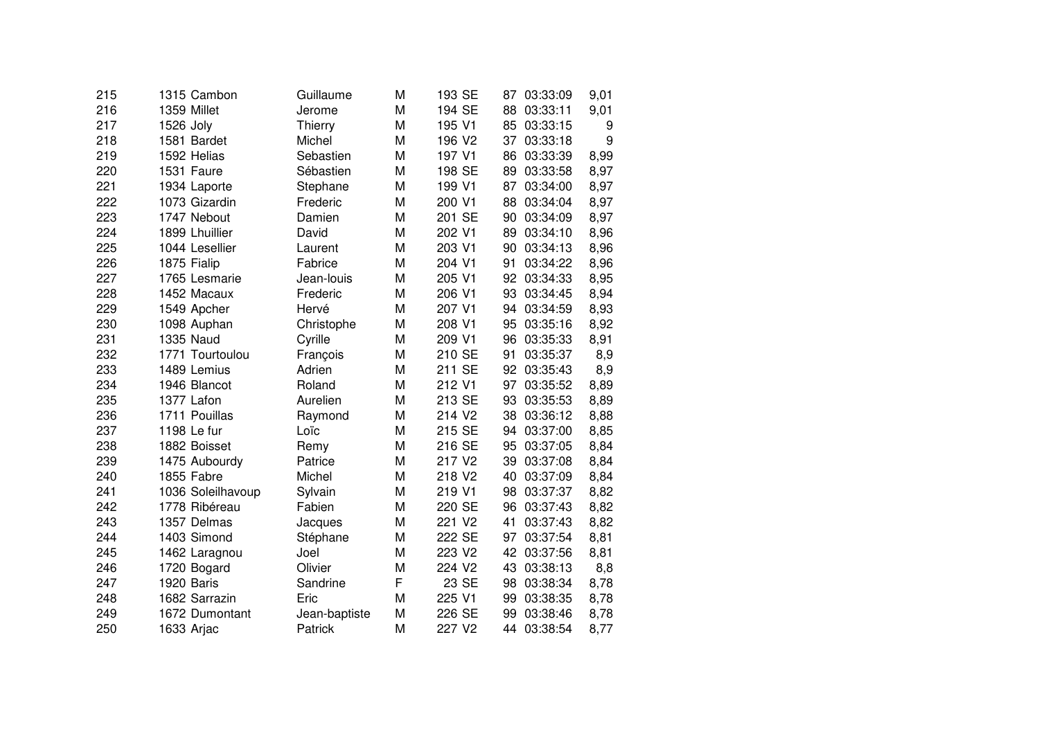| | | | | | | | | | |
|---|---|---|---|---|---|---|---|---|---|
| 215 | 1315 | Cambon | Guillaume | M | 193 | SE | 87 | 03:33:09 | 9,01 |
| 216 | 1359 | Millet | Jerome | M | 194 | SE | 88 | 03:33:11 | 9,01 |
| 217 | 1526 | Joly | Thierry | M | 195 | V1 | 85 | 03:33:15 | 9 |
| 218 | 1581 | Bardet | Michel | M | 196 | V2 | 37 | 03:33:18 | 9 |
| 219 | 1592 | Helias | Sebastien | M | 197 | V1 | 86 | 03:33:39 | 8,99 |
| 220 | 1531 | Faure | Sébastien | M | 198 | SE | 89 | 03:33:58 | 8,97 |
| 221 | 1934 | Laporte | Stephane | M | 199 | V1 | 87 | 03:34:00 | 8,97 |
| 222 | 1073 | Gizardin | Frederic | M | 200 | V1 | 88 | 03:34:04 | 8,97 |
| 223 | 1747 | Nebout | Damien | M | 201 | SE | 90 | 03:34:09 | 8,97 |
| 224 | 1899 | Lhuillier | David | M | 202 | V1 | 89 | 03:34:10 | 8,96 |
| 225 | 1044 | Lesellier | Laurent | M | 203 | V1 | 90 | 03:34:13 | 8,96 |
| 226 | 1875 | Fialip | Fabrice | M | 204 | V1 | 91 | 03:34:22 | 8,96 |
| 227 | 1765 | Lesmarie | Jean-louis | M | 205 | V1 | 92 | 03:34:33 | 8,95 |
| 228 | 1452 | Macaux | Frederic | M | 206 | V1 | 93 | 03:34:45 | 8,94 |
| 229 | 1549 | Apcher | Hervé | M | 207 | V1 | 94 | 03:34:59 | 8,93 |
| 230 | 1098 | Auphan | Christophe | M | 208 | V1 | 95 | 03:35:16 | 8,92 |
| 231 | 1335 | Naud | Cyrille | M | 209 | V1 | 96 | 03:35:33 | 8,91 |
| 232 | 1771 | Tourtoulou | François | M | 210 | SE | 91 | 03:35:37 | 8,9 |
| 233 | 1489 | Lemius | Adrien | M | 211 | SE | 92 | 03:35:43 | 8,9 |
| 234 | 1946 | Blancot | Roland | M | 212 | V1 | 97 | 03:35:52 | 8,89 |
| 235 | 1377 | Lafon | Aurelien | M | 213 | SE | 93 | 03:35:53 | 8,89 |
| 236 | 1711 | Pouillas | Raymond | M | 214 | V2 | 38 | 03:36:12 | 8,88 |
| 237 | 1198 | Le fur | Loïc | M | 215 | SE | 94 | 03:37:00 | 8,85 |
| 238 | 1882 | Boisset | Remy | M | 216 | SE | 95 | 03:37:05 | 8,84 |
| 239 | 1475 | Aubourdy | Patrice | M | 217 | V2 | 39 | 03:37:08 | 8,84 |
| 240 | 1855 | Fabre | Michel | M | 218 | V2 | 40 | 03:37:09 | 8,84 |
| 241 | 1036 | Soleilhavoup | Sylvain | M | 219 | V1 | 98 | 03:37:37 | 8,82 |
| 242 | 1778 | Ribéreau | Fabien | M | 220 | SE | 96 | 03:37:43 | 8,82 |
| 243 | 1357 | Delmas | Jacques | M | 221 | V2 | 41 | 03:37:43 | 8,82 |
| 244 | 1403 | Simond | Stéphane | M | 222 | SE | 97 | 03:37:54 | 8,81 |
| 245 | 1462 | Laragnou | Joel | M | 223 | V2 | 42 | 03:37:56 | 8,81 |
| 246 | 1720 | Bogard | Olivier | M | 224 | V2 | 43 | 03:38:13 | 8,8 |
| 247 | 1920 | Baris | Sandrine | F | 23 | SE | 98 | 03:38:34 | 8,78 |
| 248 | 1682 | Sarrazin | Eric | M | 225 | V1 | 99 | 03:38:35 | 8,78 |
| 249 | 1672 | Dumontant | Jean-baptiste | M | 226 | SE | 99 | 03:38:46 | 8,78 |
| 250 | 1633 | Arjac | Patrick | M | 227 | V2 | 44 | 03:38:54 | 8,77 |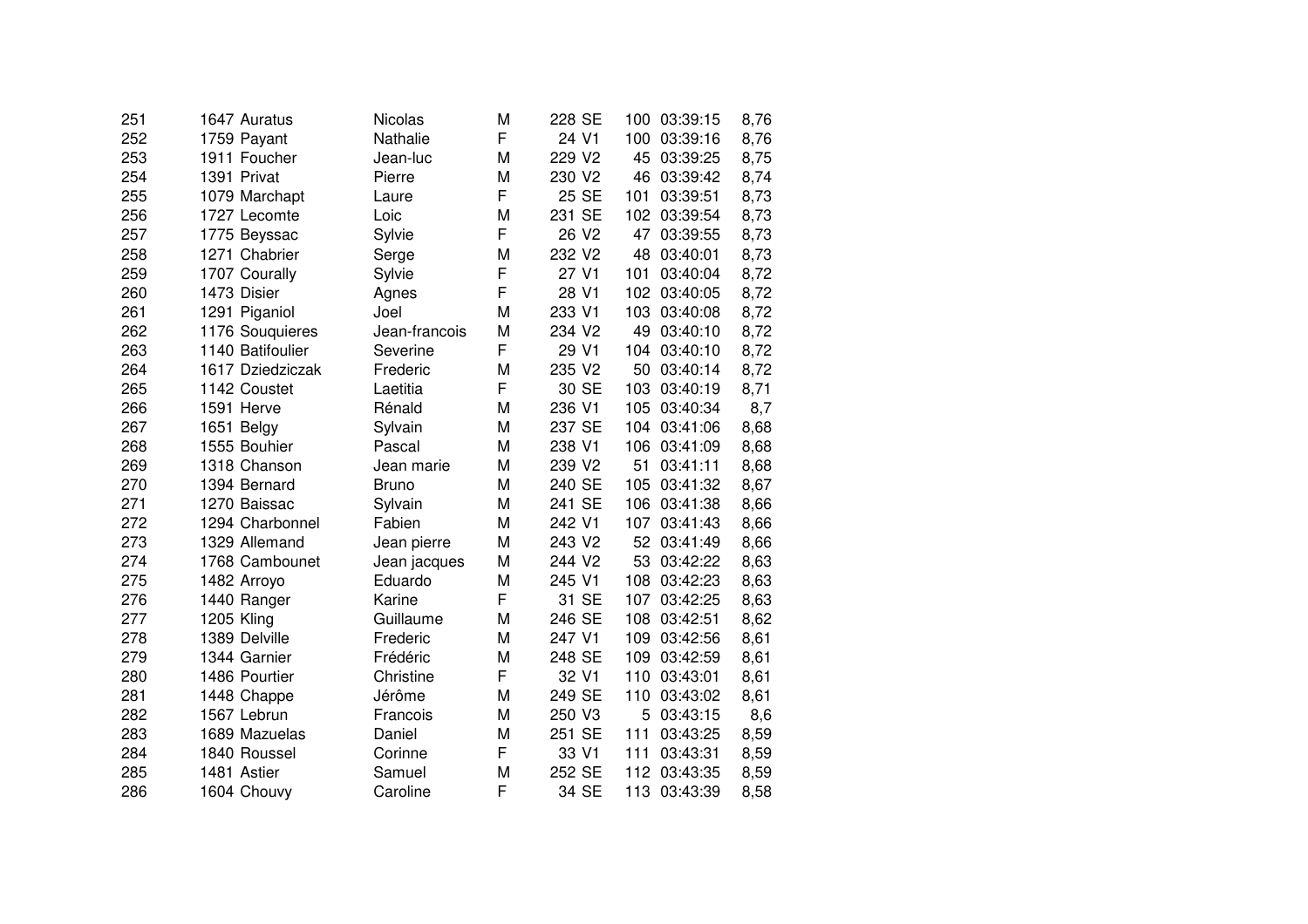| | | | | | | | | | |
|---|---|---|---|---|---|---|---|---|---|
| 251 | 1647 | Auratus | Nicolas | M | 228 | SE | 100 | 03:39:15 | 8,76 |
| 252 | 1759 | Payant | Nathalie | F | 24 | V1 | 100 | 03:39:16 | 8,76 |
| 253 | 1911 | Foucher | Jean-luc | M | 229 | V2 | 45 | 03:39:25 | 8,75 |
| 254 | 1391 | Privat | Pierre | M | 230 | V2 | 46 | 03:39:42 | 8,74 |
| 255 | 1079 | Marchapt | Laure | F | 25 | SE | 101 | 03:39:51 | 8,73 |
| 256 | 1727 | Lecomte | Loic | M | 231 | SE | 102 | 03:39:54 | 8,73 |
| 257 | 1775 | Beyssac | Sylvie | F | 26 | V2 | 47 | 03:39:55 | 8,73 |
| 258 | 1271 | Chabrier | Serge | M | 232 | V2 | 48 | 03:40:01 | 8,73 |
| 259 | 1707 | Courally | Sylvie | F | 27 | V1 | 101 | 03:40:04 | 8,72 |
| 260 | 1473 | Disier | Agnes | F | 28 | V1 | 102 | 03:40:05 | 8,72 |
| 261 | 1291 | Piganiol | Joel | M | 233 | V1 | 103 | 03:40:08 | 8,72 |
| 262 | 1176 | Souquieres | Jean-francois | M | 234 | V2 | 49 | 03:40:10 | 8,72 |
| 263 | 1140 | Batifoulier | Severine | F | 29 | V1 | 104 | 03:40:10 | 8,72 |
| 264 | 1617 | Dziedziczak | Frederic | M | 235 | V2 | 50 | 03:40:14 | 8,72 |
| 265 | 1142 | Coustet | Laetitia | F | 30 | SE | 103 | 03:40:19 | 8,71 |
| 266 | 1591 | Herve | Rénald | M | 236 | V1 | 105 | 03:40:34 | 8,7 |
| 267 | 1651 | Belgy | Sylvain | M | 237 | SE | 104 | 03:41:06 | 8,68 |
| 268 | 1555 | Bouhier | Pascal | M | 238 | V1 | 106 | 03:41:09 | 8,68 |
| 269 | 1318 | Chanson | Jean marie | M | 239 | V2 | 51 | 03:41:11 | 8,68 |
| 270 | 1394 | Bernard | Bruno | M | 240 | SE | 105 | 03:41:32 | 8,67 |
| 271 | 1270 | Baissac | Sylvain | M | 241 | SE | 106 | 03:41:38 | 8,66 |
| 272 | 1294 | Charbonnel | Fabien | M | 242 | V1 | 107 | 03:41:43 | 8,66 |
| 273 | 1329 | Allemand | Jean pierre | M | 243 | V2 | 52 | 03:41:49 | 8,66 |
| 274 | 1768 | Cambounet | Jean jacques | M | 244 | V2 | 53 | 03:42:22 | 8,63 |
| 275 | 1482 | Arroyo | Eduardo | M | 245 | V1 | 108 | 03:42:23 | 8,63 |
| 276 | 1440 | Ranger | Karine | F | 31 | SE | 107 | 03:42:25 | 8,63 |
| 277 | 1205 | Kling | Guillaume | M | 246 | SE | 108 | 03:42:51 | 8,62 |
| 278 | 1389 | Delville | Frederic | M | 247 | V1 | 109 | 03:42:56 | 8,61 |
| 279 | 1344 | Garnier | Frédéric | M | 248 | SE | 109 | 03:42:59 | 8,61 |
| 280 | 1486 | Pourtier | Christine | F | 32 | V1 | 110 | 03:43:01 | 8,61 |
| 281 | 1448 | Chappe | Jérôme | M | 249 | SE | 110 | 03:43:02 | 8,61 |
| 282 | 1567 | Lebrun | Francois | M | 250 | V3 | 5 | 03:43:15 | 8,6 |
| 283 | 1689 | Mazuelas | Daniel | M | 251 | SE | 111 | 03:43:25 | 8,59 |
| 284 | 1840 | Roussel | Corinne | F | 33 | V1 | 111 | 03:43:31 | 8,59 |
| 285 | 1481 | Astier | Samuel | M | 252 | SE | 112 | 03:43:35 | 8,59 |
| 286 | 1604 | Chouvy | Caroline | F | 34 | SE | 113 | 03:43:39 | 8,58 |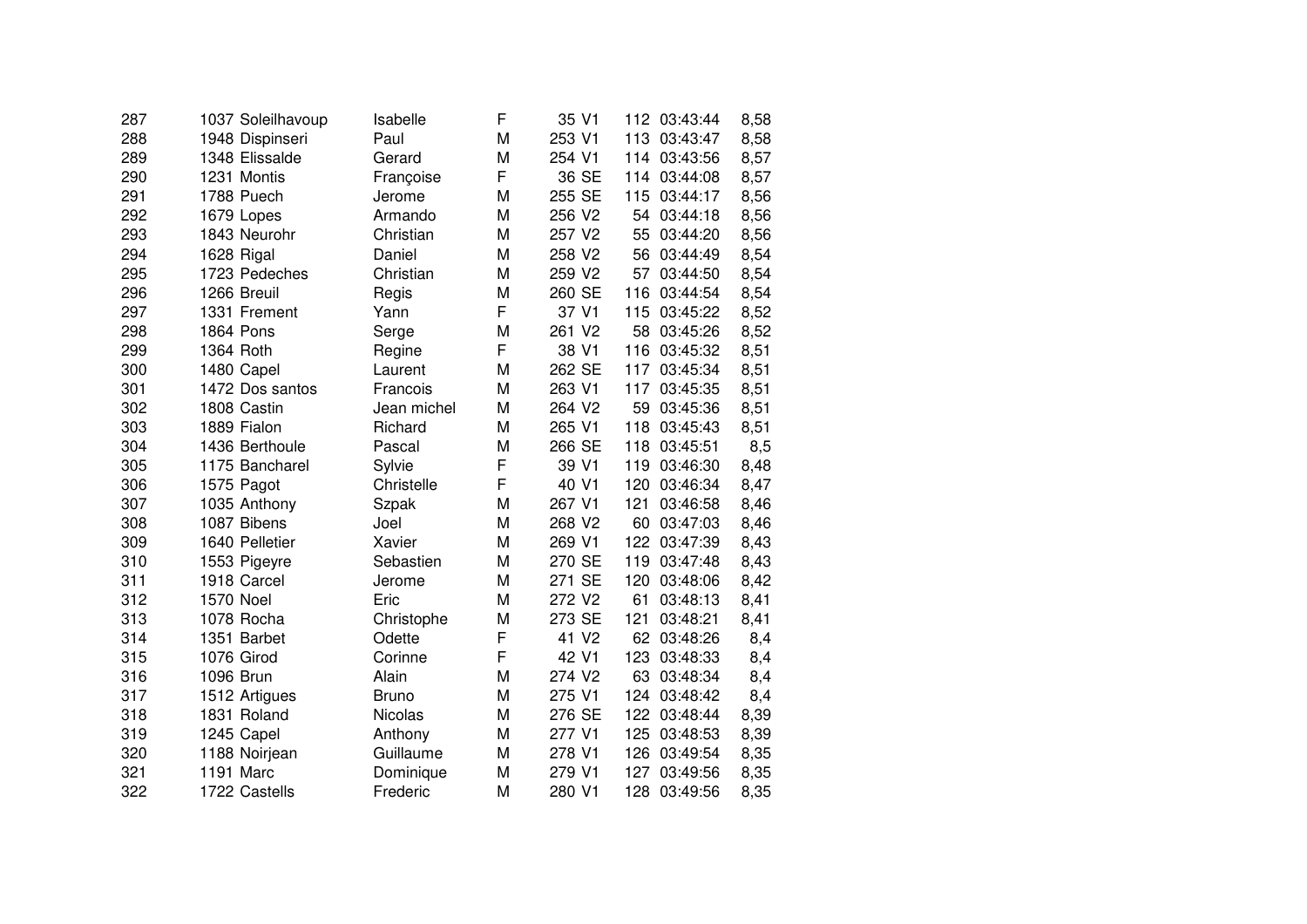| | | | | | | | | | |
|---|---|---|---|---|---|---|---|---|---|
| 287 | 1037 | Soleilhavoup | Isabelle | F | 35 | V1 | 112 | 03:43:44 | 8,58 |
| 288 | 1948 | Dispinseri | Paul | M | 253 | V1 | 113 | 03:43:47 | 8,58 |
| 289 | 1348 | Elissalde | Gerard | M | 254 | V1 | 114 | 03:43:56 | 8,57 |
| 290 | 1231 | Montis | Françoise | F | 36 | SE | 114 | 03:44:08 | 8,57 |
| 291 | 1788 | Puech | Jerome | M | 255 | SE | 115 | 03:44:17 | 8,56 |
| 292 | 1679 | Lopes | Armando | M | 256 | V2 | 54 | 03:44:18 | 8,56 |
| 293 | 1843 | Neurohr | Christian | M | 257 | V2 | 55 | 03:44:20 | 8,56 |
| 294 | 1628 | Rigal | Daniel | M | 258 | V2 | 56 | 03:44:49 | 8,54 |
| 295 | 1723 | Pedeches | Christian | M | 259 | V2 | 57 | 03:44:50 | 8,54 |
| 296 | 1266 | Breuil | Regis | M | 260 | SE | 116 | 03:44:54 | 8,54 |
| 297 | 1331 | Frement | Yann | F | 37 | V1 | 115 | 03:45:22 | 8,52 |
| 298 | 1864 | Pons | Serge | M | 261 | V2 | 58 | 03:45:26 | 8,52 |
| 299 | 1364 | Roth | Regine | F | 38 | V1 | 116 | 03:45:32 | 8,51 |
| 300 | 1480 | Capel | Laurent | M | 262 | SE | 117 | 03:45:34 | 8,51 |
| 301 | 1472 | Dos santos | Francois | M | 263 | V1 | 117 | 03:45:35 | 8,51 |
| 302 | 1808 | Castin | Jean michel | M | 264 | V2 | 59 | 03:45:36 | 8,51 |
| 303 | 1889 | Fialon | Richard | M | 265 | V1 | 118 | 03:45:43 | 8,51 |
| 304 | 1436 | Berthoule | Pascal | M | 266 | SE | 118 | 03:45:51 | 8,5 |
| 305 | 1175 | Bancharel | Sylvie | F | 39 | V1 | 119 | 03:46:30 | 8,48 |
| 306 | 1575 | Pagot | Christelle | F | 40 | V1 | 120 | 03:46:34 | 8,47 |
| 307 | 1035 | Anthony | Szpak | M | 267 | V1 | 121 | 03:46:58 | 8,46 |
| 308 | 1087 | Bibens | Joel | M | 268 | V2 | 60 | 03:47:03 | 8,46 |
| 309 | 1640 | Pelletier | Xavier | M | 269 | V1 | 122 | 03:47:39 | 8,43 |
| 310 | 1553 | Pigeyre | Sebastien | M | 270 | SE | 119 | 03:47:48 | 8,43 |
| 311 | 1918 | Carcel | Jerome | M | 271 | SE | 120 | 03:48:06 | 8,42 |
| 312 | 1570 | Noel | Eric | M | 272 | V2 | 61 | 03:48:13 | 8,41 |
| 313 | 1078 | Rocha | Christophe | M | 273 | SE | 121 | 03:48:21 | 8,41 |
| 314 | 1351 | Barbet | Odette | F | 41 | V2 | 62 | 03:48:26 | 8,4 |
| 315 | 1076 | Girod | Corinne | F | 42 | V1 | 123 | 03:48:33 | 8,4 |
| 316 | 1096 | Brun | Alain | M | 274 | V2 | 63 | 03:48:34 | 8,4 |
| 317 | 1512 | Artigues | Bruno | M | 275 | V1 | 124 | 03:48:42 | 8,4 |
| 318 | 1831 | Roland | Nicolas | M | 276 | SE | 122 | 03:48:44 | 8,39 |
| 319 | 1245 | Capel | Anthony | M | 277 | V1 | 125 | 03:48:53 | 8,39 |
| 320 | 1188 | Noirjean | Guillaume | M | 278 | V1 | 126 | 03:49:54 | 8,35 |
| 321 | 1191 | Marc | Dominique | M | 279 | V1 | 127 | 03:49:56 | 8,35 |
| 322 | 1722 | Castells | Frederic | M | 280 | V1 | 128 | 03:49:56 | 8,35 |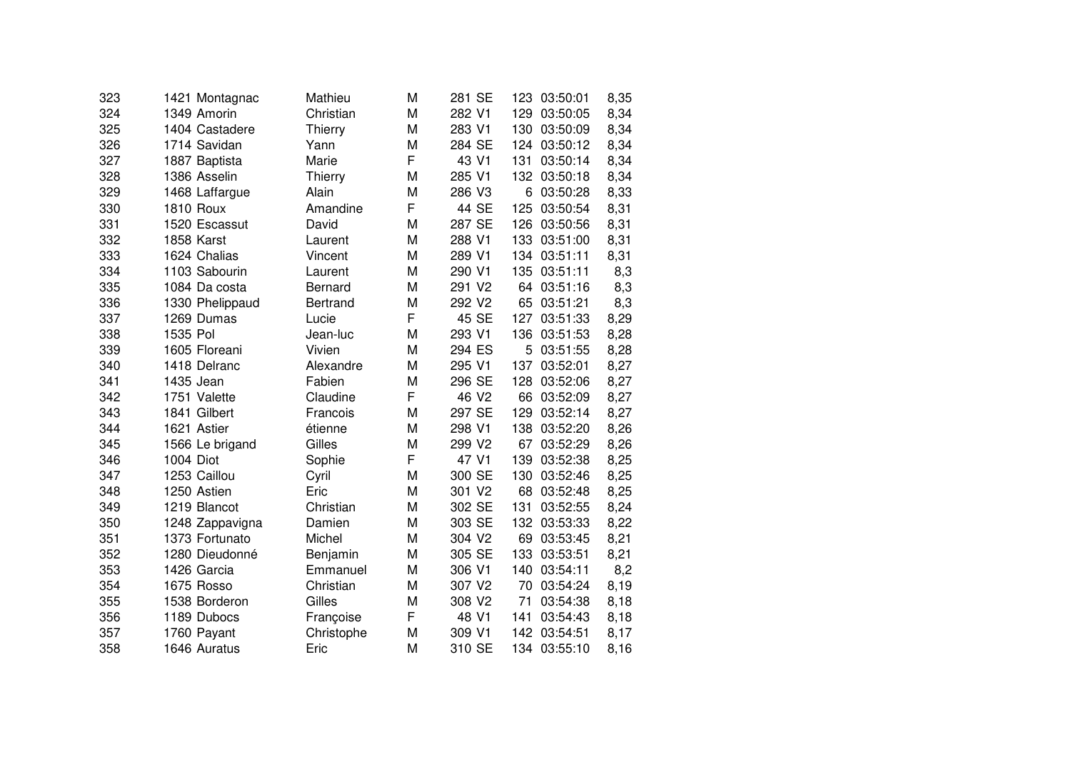| | | | | | | | | | |
|---|---|---|---|---|---|---|---|---|---|
| 323 | 1421 | Montagnac | Mathieu | M | 281 | SE | 123 | 03:50:01 | 8,35 |
| 324 | 1349 | Amorin | Christian | M | 282 | V1 | 129 | 03:50:05 | 8,34 |
| 325 | 1404 | Castadere | Thierry | M | 283 | V1 | 130 | 03:50:09 | 8,34 |
| 326 | 1714 | Savidan | Yann | M | 284 | SE | 124 | 03:50:12 | 8,34 |
| 327 | 1887 | Baptista | Marie | F | 43 | V1 | 131 | 03:50:14 | 8,34 |
| 328 | 1386 | Asselin | Thierry | M | 285 | V1 | 132 | 03:50:18 | 8,34 |
| 329 | 1468 | Laffargue | Alain | M | 286 | V3 | 6 | 03:50:28 | 8,33 |
| 330 | 1810 | Roux | Amandine | F | 44 | SE | 125 | 03:50:54 | 8,31 |
| 331 | 1520 | Escassut | David | M | 287 | SE | 126 | 03:50:56 | 8,31 |
| 332 | 1858 | Karst | Laurent | M | 288 | V1 | 133 | 03:51:00 | 8,31 |
| 333 | 1624 | Chalias | Vincent | M | 289 | V1 | 134 | 03:51:11 | 8,31 |
| 334 | 1103 | Sabourin | Laurent | M | 290 | V1 | 135 | 03:51:11 | 8,3 |
| 335 | 1084 | Da costa | Bernard | M | 291 | V2 | 64 | 03:51:16 | 8,3 |
| 336 | 1330 | Phelippaud | Bertrand | M | 292 | V2 | 65 | 03:51:21 | 8,3 |
| 337 | 1269 | Dumas | Lucie | F | 45 | SE | 127 | 03:51:33 | 8,29 |
| 338 | 1535 | Pol | Jean-luc | M | 293 | V1 | 136 | 03:51:53 | 8,28 |
| 339 | 1605 | Floreani | Vivien | M | 294 | ES | 5 | 03:51:55 | 8,28 |
| 340 | 1418 | Delranc | Alexandre | M | 295 | V1 | 137 | 03:52:01 | 8,27 |
| 341 | 1435 | Jean | Fabien | M | 296 | SE | 128 | 03:52:06 | 8,27 |
| 342 | 1751 | Valette | Claudine | F | 46 | V2 | 66 | 03:52:09 | 8,27 |
| 343 | 1841 | Gilbert | Francois | M | 297 | SE | 129 | 03:52:14 | 8,27 |
| 344 | 1621 | Astier | étienne | M | 298 | V1 | 138 | 03:52:20 | 8,26 |
| 345 | 1566 | Le brigand | Gilles | M | 299 | V2 | 67 | 03:52:29 | 8,26 |
| 346 | 1004 | Diot | Sophie | F | 47 | V1 | 139 | 03:52:38 | 8,25 |
| 347 | 1253 | Caillou | Cyril | M | 300 | SE | 130 | 03:52:46 | 8,25 |
| 348 | 1250 | Astien | Eric | M | 301 | V2 | 68 | 03:52:48 | 8,25 |
| 349 | 1219 | Blancot | Christian | M | 302 | SE | 131 | 03:52:55 | 8,24 |
| 350 | 1248 | Zappavigna | Damien | M | 303 | SE | 132 | 03:53:33 | 8,22 |
| 351 | 1373 | Fortunato | Michel | M | 304 | V2 | 69 | 03:53:45 | 8,21 |
| 352 | 1280 | Dieudonné | Benjamin | M | 305 | SE | 133 | 03:53:51 | 8,21 |
| 353 | 1426 | Garcia | Emmanuel | M | 306 | V1 | 140 | 03:54:11 | 8,2 |
| 354 | 1675 | Rosso | Christian | M | 307 | V2 | 70 | 03:54:24 | 8,19 |
| 355 | 1538 | Borderon | Gilles | M | 308 | V2 | 71 | 03:54:38 | 8,18 |
| 356 | 1189 | Dubocs | Françoise | F | 48 | V1 | 141 | 03:54:43 | 8,18 |
| 357 | 1760 | Payant | Christophe | M | 309 | V1 | 142 | 03:54:51 | 8,17 |
| 358 | 1646 | Auratus | Eric | M | 310 | SE | 134 | 03:55:10 | 8,16 |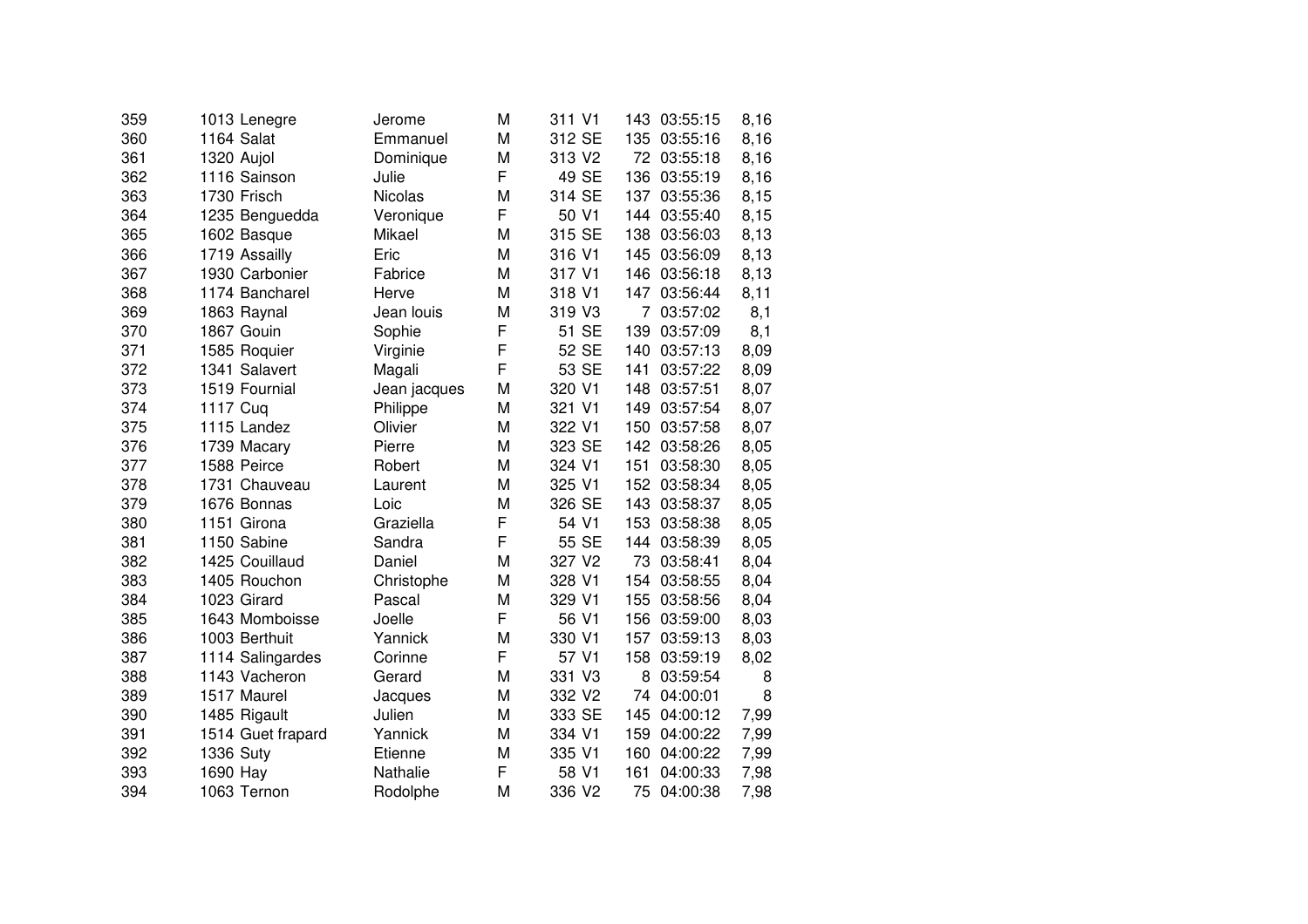| | | | | | | | | |
|---|---|---|---|---|---|---|---|---|
| 359 | 1013 | Lenegre | Jerome | M | 311 | V1 | 143 | 03:55:15 | 8,16 |
| 360 | 1164 | Salat | Emmanuel | M | 312 | SE | 135 | 03:55:16 | 8,16 |
| 361 | 1320 | Aujol | Dominique | M | 313 | V2 | 72 | 03:55:18 | 8,16 |
| 362 | 1116 | Sainson | Julie | F | 49 | SE | 136 | 03:55:19 | 8,16 |
| 363 | 1730 | Frisch | Nicolas | M | 314 | SE | 137 | 03:55:36 | 8,15 |
| 364 | 1235 | Benguedda | Veronique | F | 50 | V1 | 144 | 03:55:40 | 8,15 |
| 365 | 1602 | Basque | Mikael | M | 315 | SE | 138 | 03:56:03 | 8,13 |
| 366 | 1719 | Assailly | Eric | M | 316 | V1 | 145 | 03:56:09 | 8,13 |
| 367 | 1930 | Carbonier | Fabrice | M | 317 | V1 | 146 | 03:56:18 | 8,13 |
| 368 | 1174 | Bancharel | Herve | M | 318 | V1 | 147 | 03:56:44 | 8,11 |
| 369 | 1863 | Raynal | Jean louis | M | 319 | V3 | 7 | 03:57:02 | 8,1 |
| 370 | 1867 | Gouin | Sophie | F | 51 | SE | 139 | 03:57:09 | 8,1 |
| 371 | 1585 | Roquier | Virginie | F | 52 | SE | 140 | 03:57:13 | 8,09 |
| 372 | 1341 | Salavert | Magali | F | 53 | SE | 141 | 03:57:22 | 8,09 |
| 373 | 1519 | Fournial | Jean jacques | M | 320 | V1 | 148 | 03:57:51 | 8,07 |
| 374 | 1117 | Cuq | Philippe | M | 321 | V1 | 149 | 03:57:54 | 8,07 |
| 375 | 1115 | Landez | Olivier | M | 322 | V1 | 150 | 03:57:58 | 8,07 |
| 376 | 1739 | Macary | Pierre | M | 323 | SE | 142 | 03:58:26 | 8,05 |
| 377 | 1588 | Peirce | Robert | M | 324 | V1 | 151 | 03:58:30 | 8,05 |
| 378 | 1731 | Chauveau | Laurent | M | 325 | V1 | 152 | 03:58:34 | 8,05 |
| 379 | 1676 | Bonnas | Loic | M | 326 | SE | 143 | 03:58:37 | 8,05 |
| 380 | 1151 | Girona | Graziella | F | 54 | V1 | 153 | 03:58:38 | 8,05 |
| 381 | 1150 | Sabine | Sandra | F | 55 | SE | 144 | 03:58:39 | 8,05 |
| 382 | 1425 | Couillaud | Daniel | M | 327 | V2 | 73 | 03:58:41 | 8,04 |
| 383 | 1405 | Rouchon | Christophe | M | 328 | V1 | 154 | 03:58:55 | 8,04 |
| 384 | 1023 | Girard | Pascal | M | 329 | V1 | 155 | 03:58:56 | 8,04 |
| 385 | 1643 | Momboisse | Joelle | F | 56 | V1 | 156 | 03:59:00 | 8,03 |
| 386 | 1003 | Berthuit | Yannick | M | 330 | V1 | 157 | 03:59:13 | 8,03 |
| 387 | 1114 | Salingardes | Corinne | F | 57 | V1 | 158 | 03:59:19 | 8,02 |
| 388 | 1143 | Vacheron | Gerard | M | 331 | V3 | 8 | 03:59:54 | 8 |
| 389 | 1517 | Maurel | Jacques | M | 332 | V2 | 74 | 04:00:01 | 8 |
| 390 | 1485 | Rigault | Julien | M | 333 | SE | 145 | 04:00:12 | 7,99 |
| 391 | 1514 | Guet frapard | Yannick | M | 334 | V1 | 159 | 04:00:22 | 7,99 |
| 392 | 1336 | Suty | Etienne | M | 335 | V1 | 160 | 04:00:22 | 7,99 |
| 393 | 1690 | Hay | Nathalie | F | 58 | V1 | 161 | 04:00:33 | 7,98 |
| 394 | 1063 | Ternon | Rodolphe | M | 336 | V2 | 75 | 04:00:38 | 7,98 |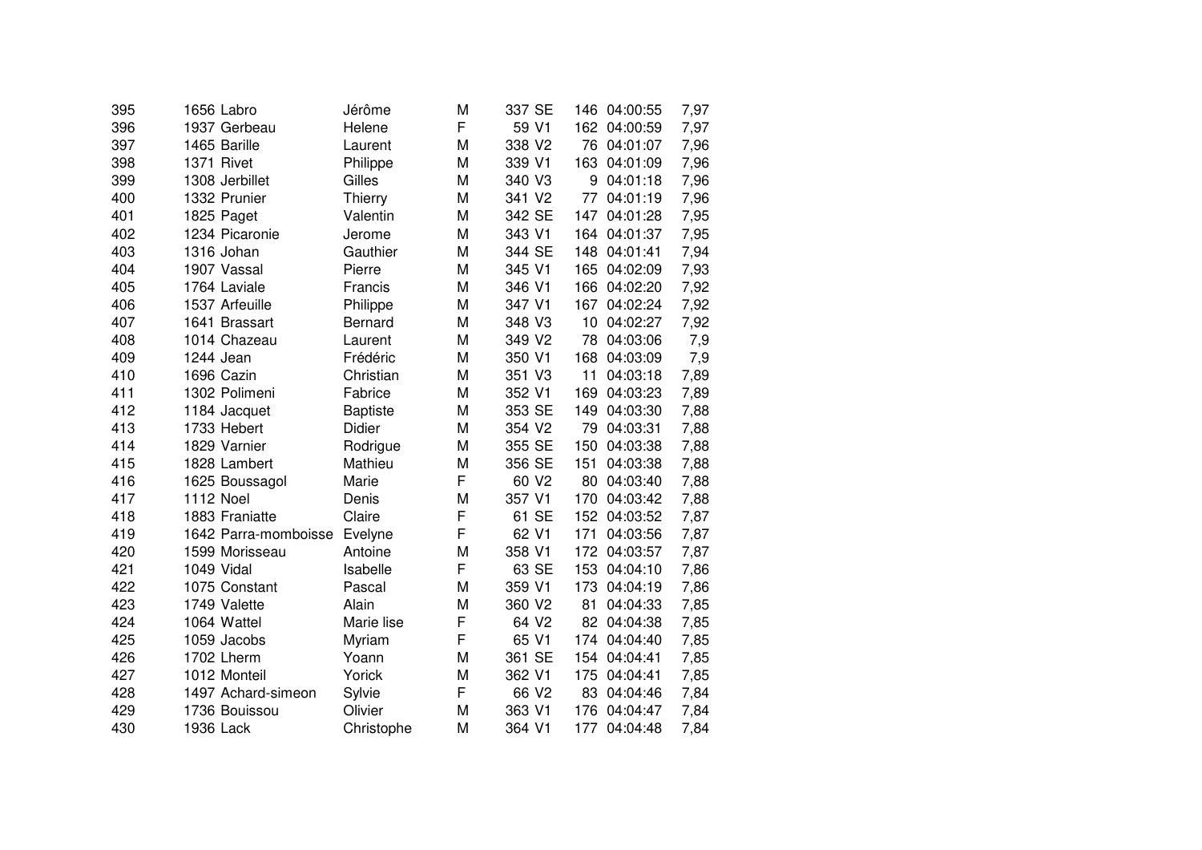| | | | | | | | | | |
|---|---|---|---|---|---|---|---|---|---|
| 395 | 1656 | Labro | Jérôme | M | 337 | SE | 146 | 04:00:55 | 7,97 |
| 396 | 1937 | Gerbeau | Helene | F | 59 | V1 | 162 | 04:00:59 | 7,97 |
| 397 | 1465 | Barille | Laurent | M | 338 | V2 | 76 | 04:01:07 | 7,96 |
| 398 | 1371 | Rivet | Philippe | M | 339 | V1 | 163 | 04:01:09 | 7,96 |
| 399 | 1308 | Jerbillet | Gilles | M | 340 | V3 | 9 | 04:01:18 | 7,96 |
| 400 | 1332 | Prunier | Thierry | M | 341 | V2 | 77 | 04:01:19 | 7,96 |
| 401 | 1825 | Paget | Valentin | M | 342 | SE | 147 | 04:01:28 | 7,95 |
| 402 | 1234 | Picaronie | Jerome | M | 343 | V1 | 164 | 04:01:37 | 7,95 |
| 403 | 1316 | Johan | Gauthier | M | 344 | SE | 148 | 04:01:41 | 7,94 |
| 404 | 1907 | Vassal | Pierre | M | 345 | V1 | 165 | 04:02:09 | 7,93 |
| 405 | 1764 | Laviale | Francis | M | 346 | V1 | 166 | 04:02:20 | 7,92 |
| 406 | 1537 | Arfeuille | Philippe | M | 347 | V1 | 167 | 04:02:24 | 7,92 |
| 407 | 1641 | Brassart | Bernard | M | 348 | V3 | 10 | 04:02:27 | 7,92 |
| 408 | 1014 | Chazeau | Laurent | M | 349 | V2 | 78 | 04:03:06 | 7,9 |
| 409 | 1244 | Jean | Frédéric | M | 350 | V1 | 168 | 04:03:09 | 7,9 |
| 410 | 1696 | Cazin | Christian | M | 351 | V3 | 11 | 04:03:18 | 7,89 |
| 411 | 1302 | Polimeni | Fabrice | M | 352 | V1 | 169 | 04:03:23 | 7,89 |
| 412 | 1184 | Jacquet | Baptiste | M | 353 | SE | 149 | 04:03:30 | 7,88 |
| 413 | 1733 | Hebert | Didier | M | 354 | V2 | 79 | 04:03:31 | 7,88 |
| 414 | 1829 | Varnier | Rodrigue | M | 355 | SE | 150 | 04:03:38 | 7,88 |
| 415 | 1828 | Lambert | Mathieu | M | 356 | SE | 151 | 04:03:38 | 7,88 |
| 416 | 1625 | Boussagol | Marie | F | 60 | V2 | 80 | 04:03:40 | 7,88 |
| 417 | 1112 | Noel | Denis | M | 357 | V1 | 170 | 04:03:42 | 7,88 |
| 418 | 1883 | Franiatte | Claire | F | 61 | SE | 152 | 04:03:52 | 7,87 |
| 419 | 1642 | Parra-momboisse | Evelyne | F | 62 | V1 | 171 | 04:03:56 | 7,87 |
| 420 | 1599 | Morisseau | Antoine | M | 358 | V1 | 172 | 04:03:57 | 7,87 |
| 421 | 1049 | Vidal | Isabelle | F | 63 | SE | 153 | 04:04:10 | 7,86 |
| 422 | 1075 | Constant | Pascal | M | 359 | V1 | 173 | 04:04:19 | 7,86 |
| 423 | 1749 | Valette | Alain | M | 360 | V2 | 81 | 04:04:33 | 7,85 |
| 424 | 1064 | Wattel | Marie lise | F | 64 | V2 | 82 | 04:04:38 | 7,85 |
| 425 | 1059 | Jacobs | Myriam | F | 65 | V1 | 174 | 04:04:40 | 7,85 |
| 426 | 1702 | Lherm | Yoann | M | 361 | SE | 154 | 04:04:41 | 7,85 |
| 427 | 1012 | Monteil | Yorick | M | 362 | V1 | 175 | 04:04:41 | 7,85 |
| 428 | 1497 | Achard-simeon | Sylvie | F | 66 | V2 | 83 | 04:04:46 | 7,84 |
| 429 | 1736 | Bouissou | Olivier | M | 363 | V1 | 176 | 04:04:47 | 7,84 |
| 430 | 1936 | Lack | Christophe | M | 364 | V1 | 177 | 04:04:48 | 7,84 |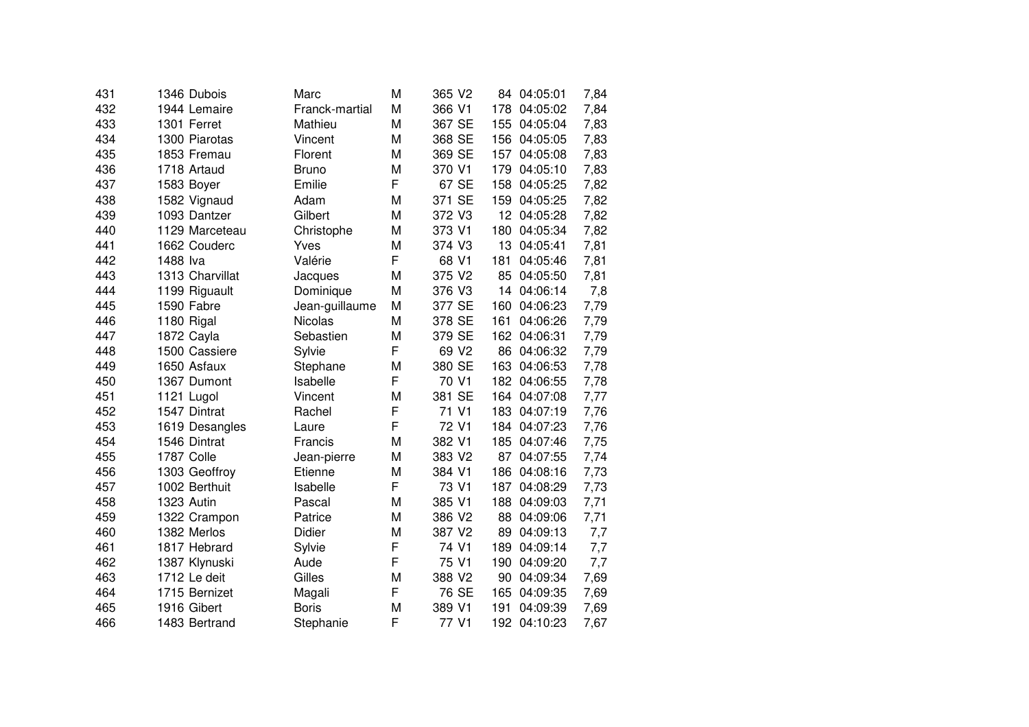| | | | | | | | | | |
|---|---|---|---|---|---|---|---|---|---|
| 431 | 1346 | Dubois | Marc | M | 365 | V2 | 84 | 04:05:01 | 7,84 |
| 432 | 1944 | Lemaire | Franck-martial | M | 366 | V1 | 178 | 04:05:02 | 7,84 |
| 433 | 1301 | Ferret | Mathieu | M | 367 | SE | 155 | 04:05:04 | 7,83 |
| 434 | 1300 | Piarotas | Vincent | M | 368 | SE | 156 | 04:05:05 | 7,83 |
| 435 | 1853 | Fremau | Florent | M | 369 | SE | 157 | 04:05:08 | 7,83 |
| 436 | 1718 | Artaud | Bruno | M | 370 | V1 | 179 | 04:05:10 | 7,83 |
| 437 | 1583 | Boyer | Emilie | F | 67 | SE | 158 | 04:05:25 | 7,82 |
| 438 | 1582 | Vignaud | Adam | M | 371 | SE | 159 | 04:05:25 | 7,82 |
| 439 | 1093 | Dantzer | Gilbert | M | 372 | V3 | 12 | 04:05:28 | 7,82 |
| 440 | 1129 | Marceteau | Christophe | M | 373 | V1 | 180 | 04:05:34 | 7,82 |
| 441 | 1662 | Couderc | Yves | M | 374 | V3 | 13 | 04:05:41 | 7,81 |
| 442 | 1488 | Iva | Valérie | F | 68 | V1 | 181 | 04:05:46 | 7,81 |
| 443 | 1313 | Charvillat | Jacques | M | 375 | V2 | 85 | 04:05:50 | 7,81 |
| 444 | 1199 | Riguault | Dominique | M | 376 | V3 | 14 | 04:06:14 | 7,8 |
| 445 | 1590 | Fabre | Jean-guillaume | M | 377 | SE | 160 | 04:06:23 | 7,79 |
| 446 | 1180 | Rigal | Nicolas | M | 378 | SE | 161 | 04:06:26 | 7,79 |
| 447 | 1872 | Cayla | Sebastien | M | 379 | SE | 162 | 04:06:31 | 7,79 |
| 448 | 1500 | Cassiere | Sylvie | F | 69 | V2 | 86 | 04:06:32 | 7,79 |
| 449 | 1650 | Asfaux | Stephane | M | 380 | SE | 163 | 04:06:53 | 7,78 |
| 450 | 1367 | Dumont | Isabelle | F | 70 | V1 | 182 | 04:06:55 | 7,78 |
| 451 | 1121 | Lugol | Vincent | M | 381 | SE | 164 | 04:07:08 | 7,77 |
| 452 | 1547 | Dintrat | Rachel | F | 71 | V1 | 183 | 04:07:19 | 7,76 |
| 453 | 1619 | Desangles | Laure | F | 72 | V1 | 184 | 04:07:23 | 7,76 |
| 454 | 1546 | Dintrat | Francis | M | 382 | V1 | 185 | 04:07:46 | 7,75 |
| 455 | 1787 | Colle | Jean-pierre | M | 383 | V2 | 87 | 04:07:55 | 7,74 |
| 456 | 1303 | Geoffroy | Etienne | M | 384 | V1 | 186 | 04:08:16 | 7,73 |
| 457 | 1002 | Berthuit | Isabelle | F | 73 | V1 | 187 | 04:08:29 | 7,73 |
| 458 | 1323 | Autin | Pascal | M | 385 | V1 | 188 | 04:09:03 | 7,71 |
| 459 | 1322 | Crampon | Patrice | M | 386 | V2 | 88 | 04:09:06 | 7,71 |
| 460 | 1382 | Merlos | Didier | M | 387 | V2 | 89 | 04:09:13 | 7,7 |
| 461 | 1817 | Hebrard | Sylvie | F | 74 | V1 | 189 | 04:09:14 | 7,7 |
| 462 | 1387 | Klynuski | Aude | F | 75 | V1 | 190 | 04:09:20 | 7,7 |
| 463 | 1712 | Le deit | Gilles | M | 388 | V2 | 90 | 04:09:34 | 7,69 |
| 464 | 1715 | Bernizet | Magali | F | 76 | SE | 165 | 04:09:35 | 7,69 |
| 465 | 1916 | Gibert | Boris | M | 389 | V1 | 191 | 04:09:39 | 7,69 |
| 466 | 1483 | Bertrand | Stephanie | F | 77 | V1 | 192 | 04:10:23 | 7,67 |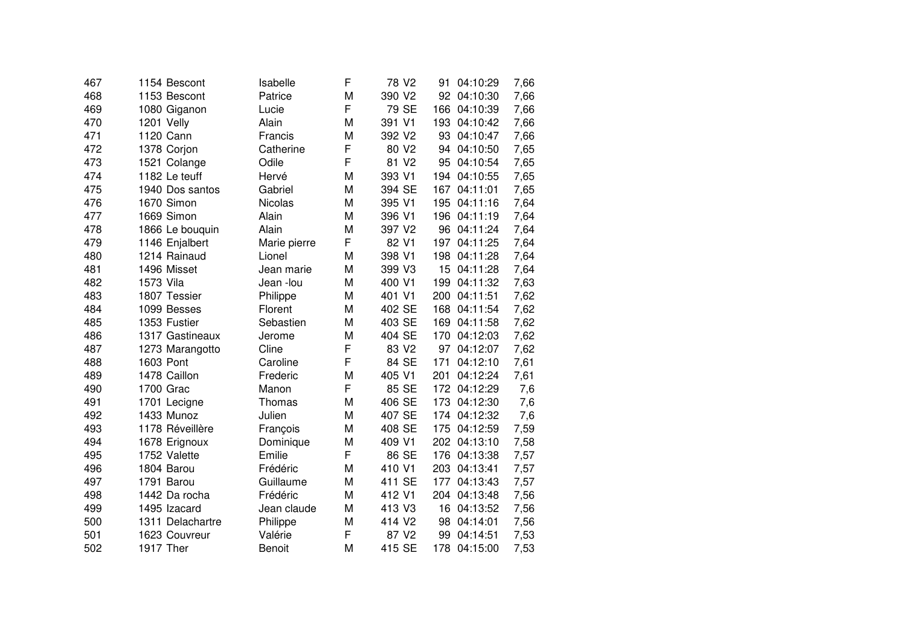| | | | | | | | | | |
|---|---|---|---|---|---|---|---|---|---|
| 467 | 1154 | Bescont | Isabelle | F | 78 | V2 | 91 | 04:10:29 | 7,66 |
| 468 | 1153 | Bescont | Patrice | M | 390 | V2 | 92 | 04:10:30 | 7,66 |
| 469 | 1080 | Giganon | Lucie | F | 79 | SE | 166 | 04:10:39 | 7,66 |
| 470 | 1201 | Velly | Alain | M | 391 | V1 | 193 | 04:10:42 | 7,66 |
| 471 | 1120 | Cann | Francis | M | 392 | V2 | 93 | 04:10:47 | 7,66 |
| 472 | 1378 | Corjon | Catherine | F | 80 | V2 | 94 | 04:10:50 | 7,65 |
| 473 | 1521 | Colange | Odile | F | 81 | V2 | 95 | 04:10:54 | 7,65 |
| 474 | 1182 | Le teuff | Hervé | M | 393 | V1 | 194 | 04:10:55 | 7,65 |
| 475 | 1940 | Dos santos | Gabriel | M | 394 | SE | 167 | 04:11:01 | 7,65 |
| 476 | 1670 | Simon | Nicolas | M | 395 | V1 | 195 | 04:11:16 | 7,64 |
| 477 | 1669 | Simon | Alain | M | 396 | V1 | 196 | 04:11:19 | 7,64 |
| 478 | 1866 | Le bouquin | Alain | M | 397 | V2 | 96 | 04:11:24 | 7,64 |
| 479 | 1146 | Enjalbert | Marie pierre | F | 82 | V1 | 197 | 04:11:25 | 7,64 |
| 480 | 1214 | Rainaud | Lionel | M | 398 | V1 | 198 | 04:11:28 | 7,64 |
| 481 | 1496 | Misset | Jean marie | M | 399 | V3 | 15 | 04:11:28 | 7,64 |
| 482 | 1573 | Vila | Jean -lou | M | 400 | V1 | 199 | 04:11:32 | 7,63 |
| 483 | 1807 | Tessier | Philippe | M | 401 | V1 | 200 | 04:11:51 | 7,62 |
| 484 | 1099 | Besses | Florent | M | 402 | SE | 168 | 04:11:54 | 7,62 |
| 485 | 1353 | Fustier | Sebastien | M | 403 | SE | 169 | 04:11:58 | 7,62 |
| 486 | 1317 | Gastineaux | Jerome | M | 404 | SE | 170 | 04:12:03 | 7,62 |
| 487 | 1273 | Marangotto | Cline | F | 83 | V2 | 97 | 04:12:07 | 7,62 |
| 488 | 1603 | Pont | Caroline | F | 84 | SE | 171 | 04:12:10 | 7,61 |
| 489 | 1478 | Caillon | Frederic | M | 405 | V1 | 201 | 04:12:24 | 7,61 |
| 490 | 1700 | Grac | Manon | F | 85 | SE | 172 | 04:12:29 | 7,6 |
| 491 | 1701 | Lecigne | Thomas | M | 406 | SE | 173 | 04:12:30 | 7,6 |
| 492 | 1433 | Munoz | Julien | M | 407 | SE | 174 | 04:12:32 | 7,6 |
| 493 | 1178 | Réveillère | François | M | 408 | SE | 175 | 04:12:59 | 7,59 |
| 494 | 1678 | Erignoux | Dominique | M | 409 | V1 | 202 | 04:13:10 | 7,58 |
| 495 | 1752 | Valette | Emilie | F | 86 | SE | 176 | 04:13:38 | 7,57 |
| 496 | 1804 | Barou | Frédéric | M | 410 | V1 | 203 | 04:13:41 | 7,57 |
| 497 | 1791 | Barou | Guillaume | M | 411 | SE | 177 | 04:13:43 | 7,57 |
| 498 | 1442 | Da rocha | Frédéric | M | 412 | V1 | 204 | 04:13:48 | 7,56 |
| 499 | 1495 | Izacard | Jean claude | M | 413 | V3 | 16 | 04:13:52 | 7,56 |
| 500 | 1311 | Delachartre | Philippe | M | 414 | V2 | 98 | 04:14:01 | 7,56 |
| 501 | 1623 | Couvreur | Valérie | F | 87 | V2 | 99 | 04:14:51 | 7,53 |
| 502 | 1917 | Ther | Benoit | M | 415 | SE | 178 | 04:15:00 | 7,53 |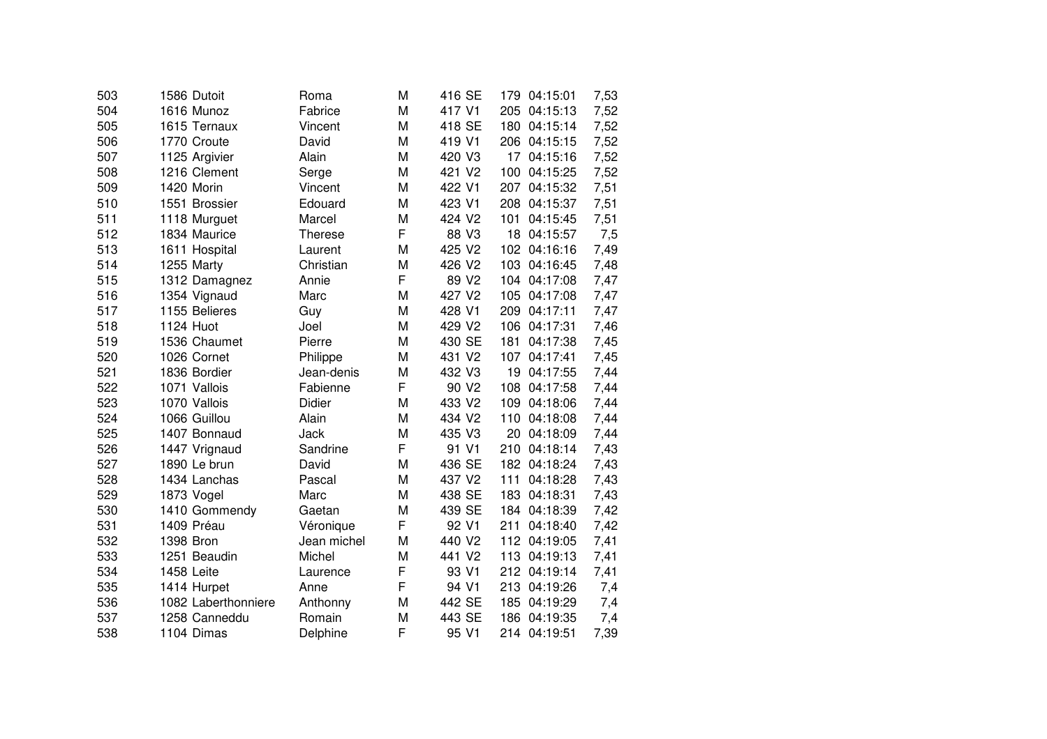| | | | | | | | | | |
|---|---|---|---|---|---|---|---|---|---|
| 503 | 1586 | Dutoit | Roma | M | 416 | SE | 179 | 04:15:01 | 7,53 |
| 504 | 1616 | Munoz | Fabrice | M | 417 | V1 | 205 | 04:15:13 | 7,52 |
| 505 | 1615 | Ternaux | Vincent | M | 418 | SE | 180 | 04:15:14 | 7,52 |
| 506 | 1770 | Croute | David | M | 419 | V1 | 206 | 04:15:15 | 7,52 |
| 507 | 1125 | Argivier | Alain | M | 420 | V3 | 17 | 04:15:16 | 7,52 |
| 508 | 1216 | Clement | Serge | M | 421 | V2 | 100 | 04:15:25 | 7,52 |
| 509 | 1420 | Morin | Vincent | M | 422 | V1 | 207 | 04:15:32 | 7,51 |
| 510 | 1551 | Brossier | Edouard | M | 423 | V1 | 208 | 04:15:37 | 7,51 |
| 511 | 1118 | Murguet | Marcel | M | 424 | V2 | 101 | 04:15:45 | 7,51 |
| 512 | 1834 | Maurice | Therese | F | 88 | V3 | 18 | 04:15:57 | 7,5 |
| 513 | 1611 | Hospital | Laurent | M | 425 | V2 | 102 | 04:16:16 | 7,49 |
| 514 | 1255 | Marty | Christian | M | 426 | V2 | 103 | 04:16:45 | 7,48 |
| 515 | 1312 | Damagnez | Annie | F | 89 | V2 | 104 | 04:17:08 | 7,47 |
| 516 | 1354 | Vignaud | Marc | M | 427 | V2 | 105 | 04:17:08 | 7,47 |
| 517 | 1155 | Belieres | Guy | M | 428 | V1 | 209 | 04:17:11 | 7,47 |
| 518 | 1124 | Huot | Joel | M | 429 | V2 | 106 | 04:17:31 | 7,46 |
| 519 | 1536 | Chaumet | Pierre | M | 430 | SE | 181 | 04:17:38 | 7,45 |
| 520 | 1026 | Cornet | Philippe | M | 431 | V2 | 107 | 04:17:41 | 7,45 |
| 521 | 1836 | Bordier | Jean-denis | M | 432 | V3 | 19 | 04:17:55 | 7,44 |
| 522 | 1071 | Vallois | Fabienne | F | 90 | V2 | 108 | 04:17:58 | 7,44 |
| 523 | 1070 | Vallois | Didier | M | 433 | V2 | 109 | 04:18:06 | 7,44 |
| 524 | 1066 | Guillou | Alain | M | 434 | V2 | 110 | 04:18:08 | 7,44 |
| 525 | 1407 | Bonnaud | Jack | M | 435 | V3 | 20 | 04:18:09 | 7,44 |
| 526 | 1447 | Vrignaud | Sandrine | F | 91 | V1 | 210 | 04:18:14 | 7,43 |
| 527 | 1890 | Le brun | David | M | 436 | SE | 182 | 04:18:24 | 7,43 |
| 528 | 1434 | Lanchas | Pascal | M | 437 | V2 | 111 | 04:18:28 | 7,43 |
| 529 | 1873 | Vogel | Marc | M | 438 | SE | 183 | 04:18:31 | 7,43 |
| 530 | 1410 | Gommendy | Gaetan | M | 439 | SE | 184 | 04:18:39 | 7,42 |
| 531 | 1409 | Préau | Véronique | F | 92 | V1 | 211 | 04:18:40 | 7,42 |
| 532 | 1398 | Bron | Jean michel | M | 440 | V2 | 112 | 04:19:05 | 7,41 |
| 533 | 1251 | Beaudin | Michel | M | 441 | V2 | 113 | 04:19:13 | 7,41 |
| 534 | 1458 | Leite | Laurence | F | 93 | V1 | 212 | 04:19:14 | 7,41 |
| 535 | 1414 | Hurpet | Anne | F | 94 | V1 | 213 | 04:19:26 | 7,4 |
| 536 | 1082 | Laberthonniere | Anthonny | M | 442 | SE | 185 | 04:19:29 | 7,4 |
| 537 | 1258 | Canneddu | Romain | M | 443 | SE | 186 | 04:19:35 | 7,4 |
| 538 | 1104 | Dimas | Delphine | F | 95 | V1 | 214 | 04:19:51 | 7,39 |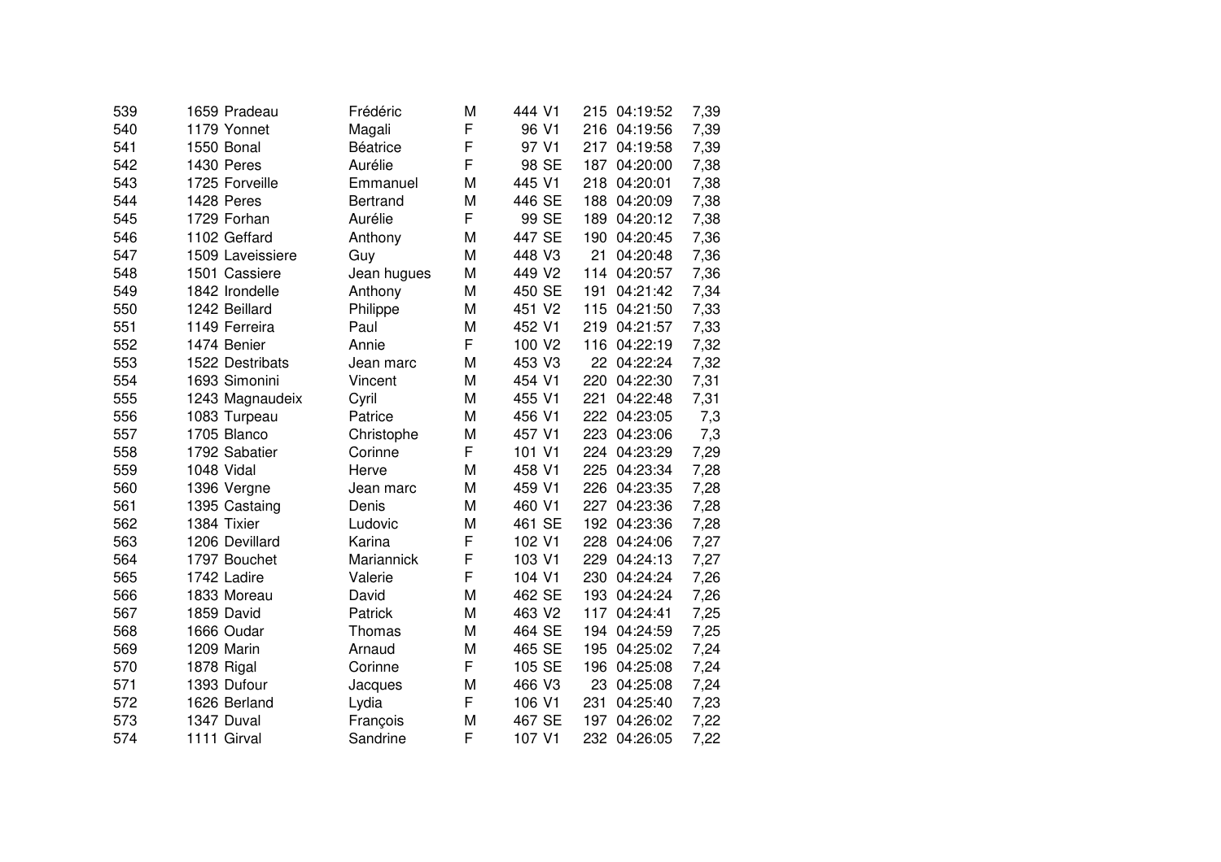| | | | | | | | | | |
|---|---|---|---|---|---|---|---|---|---|
| 539 | 1659 | Pradeau | Frédéric | M | 444 | V1 | 215 | 04:19:52 | 7,39 |
| 540 | 1179 | Yonnet | Magali | F | 96 | V1 | 216 | 04:19:56 | 7,39 |
| 541 | 1550 | Bonal | Béatrice | F | 97 | V1 | 217 | 04:19:58 | 7,39 |
| 542 | 1430 | Peres | Aurélie | F | 98 | SE | 187 | 04:20:00 | 7,38 |
| 543 | 1725 | Forveille | Emmanuel | M | 445 | V1 | 218 | 04:20:01 | 7,38 |
| 544 | 1428 | Peres | Bertrand | M | 446 | SE | 188 | 04:20:09 | 7,38 |
| 545 | 1729 | Forhan | Aurélie | F | 99 | SE | 189 | 04:20:12 | 7,38 |
| 546 | 1102 | Geffard | Anthony | M | 447 | SE | 190 | 04:20:45 | 7,36 |
| 547 | 1509 | Laveissiere | Guy | M | 448 | V3 | 21 | 04:20:48 | 7,36 |
| 548 | 1501 | Cassiere | Jean hugues | M | 449 | V2 | 114 | 04:20:57 | 7,36 |
| 549 | 1842 | Irondelle | Anthony | M | 450 | SE | 191 | 04:21:42 | 7,34 |
| 550 | 1242 | Beillard | Philippe | M | 451 | V2 | 115 | 04:21:50 | 7,33 |
| 551 | 1149 | Ferreira | Paul | M | 452 | V1 | 219 | 04:21:57 | 7,33 |
| 552 | 1474 | Benier | Annie | F | 100 | V2 | 116 | 04:22:19 | 7,32 |
| 553 | 1522 | Destribats | Jean marc | M | 453 | V3 | 22 | 04:22:24 | 7,32 |
| 554 | 1693 | Simonini | Vincent | M | 454 | V1 | 220 | 04:22:30 | 7,31 |
| 555 | 1243 | Magnaudeix | Cyril | M | 455 | V1 | 221 | 04:22:48 | 7,31 |
| 556 | 1083 | Turpeau | Patrice | M | 456 | V1 | 222 | 04:23:05 | 7,3 |
| 557 | 1705 | Blanco | Christophe | M | 457 | V1 | 223 | 04:23:06 | 7,3 |
| 558 | 1792 | Sabatier | Corinne | F | 101 | V1 | 224 | 04:23:29 | 7,29 |
| 559 | 1048 | Vidal | Herve | M | 458 | V1 | 225 | 04:23:34 | 7,28 |
| 560 | 1396 | Vergne | Jean marc | M | 459 | V1 | 226 | 04:23:35 | 7,28 |
| 561 | 1395 | Castaing | Denis | M | 460 | V1 | 227 | 04:23:36 | 7,28 |
| 562 | 1384 | Tixier | Ludovic | M | 461 | SE | 192 | 04:23:36 | 7,28 |
| 563 | 1206 | Devillard | Karina | F | 102 | V1 | 228 | 04:24:06 | 7,27 |
| 564 | 1797 | Bouchet | Mariannick | F | 103 | V1 | 229 | 04:24:13 | 7,27 |
| 565 | 1742 | Ladire | Valerie | F | 104 | V1 | 230 | 04:24:24 | 7,26 |
| 566 | 1833 | Moreau | David | M | 462 | SE | 193 | 04:24:24 | 7,26 |
| 567 | 1859 | David | Patrick | M | 463 | V2 | 117 | 04:24:41 | 7,25 |
| 568 | 1666 | Oudar | Thomas | M | 464 | SE | 194 | 04:24:59 | 7,25 |
| 569 | 1209 | Marin | Arnaud | M | 465 | SE | 195 | 04:25:02 | 7,24 |
| 570 | 1878 | Rigal | Corinne | F | 105 | SE | 196 | 04:25:08 | 7,24 |
| 571 | 1393 | Dufour | Jacques | M | 466 | V3 | 23 | 04:25:08 | 7,24 |
| 572 | 1626 | Berland | Lydia | F | 106 | V1 | 231 | 04:25:40 | 7,23 |
| 573 | 1347 | Duval | François | M | 467 | SE | 197 | 04:26:02 | 7,22 |
| 574 | 1111 | Girval | Sandrine | F | 107 | V1 | 232 | 04:26:05 | 7,22 |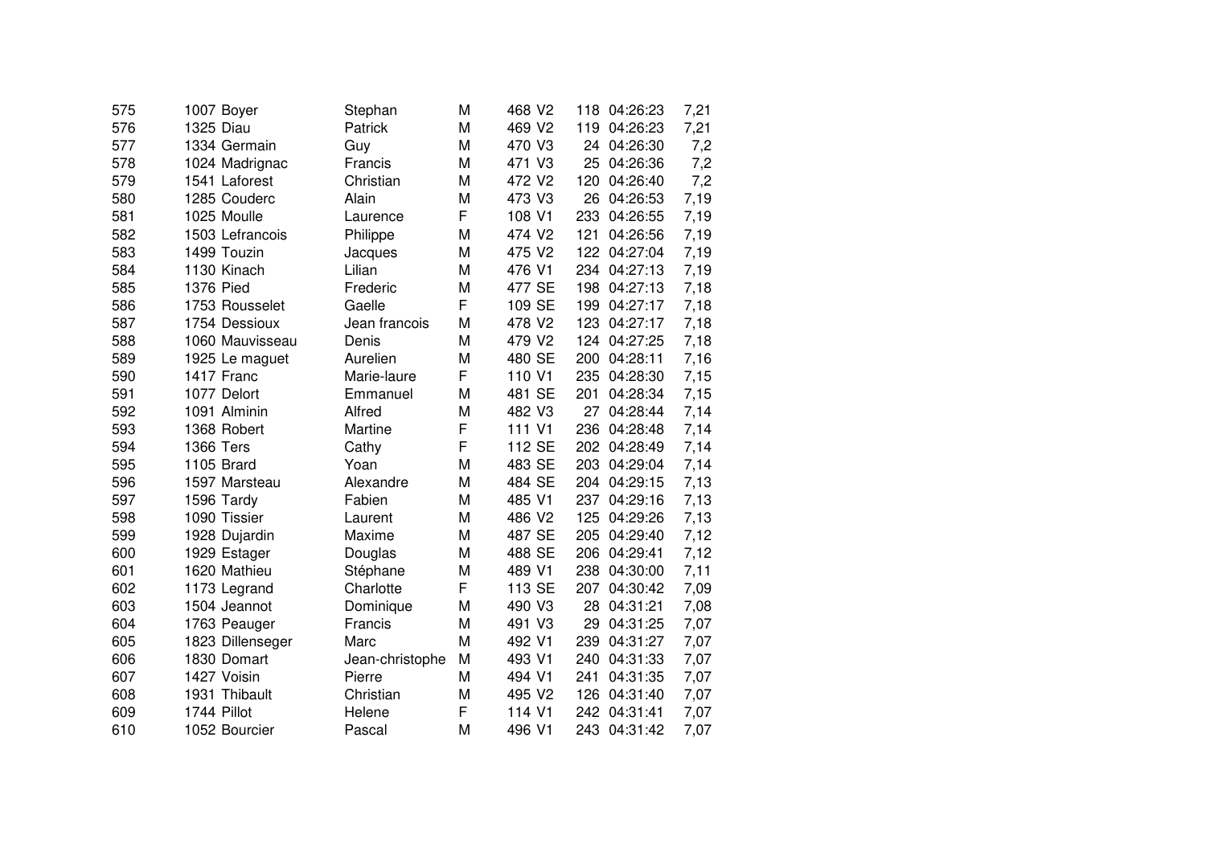| | | | | | | | | | |
|---|---|---|---|---|---|---|---|---|---|
| 575 | 1007 | Boyer | Stephan | M | 468 | V2 | 118 | 04:26:23 | 7,21 |
| 576 | 1325 | Diau | Patrick | M | 469 | V2 | 119 | 04:26:23 | 7,21 |
| 577 | 1334 | Germain | Guy | M | 470 | V3 | 24 | 04:26:30 | 7,2 |
| 578 | 1024 | Madrignac | Francis | M | 471 | V3 | 25 | 04:26:36 | 7,2 |
| 579 | 1541 | Laforest | Christian | M | 472 | V2 | 120 | 04:26:40 | 7,2 |
| 580 | 1285 | Couderc | Alain | M | 473 | V3 | 26 | 04:26:53 | 7,19 |
| 581 | 1025 | Moulle | Laurence | F | 108 | V1 | 233 | 04:26:55 | 7,19 |
| 582 | 1503 | Lefrancois | Philippe | M | 474 | V2 | 121 | 04:26:56 | 7,19 |
| 583 | 1499 | Touzin | Jacques | M | 475 | V2 | 122 | 04:27:04 | 7,19 |
| 584 | 1130 | Kinach | Lilian | M | 476 | V1 | 234 | 04:27:13 | 7,19 |
| 585 | 1376 | Pied | Frederic | M | 477 | SE | 198 | 04:27:13 | 7,18 |
| 586 | 1753 | Rousselet | Gaelle | F | 109 | SE | 199 | 04:27:17 | 7,18 |
| 587 | 1754 | Dessioux | Jean francois | M | 478 | V2 | 123 | 04:27:17 | 7,18 |
| 588 | 1060 | Mauvisseau | Denis | M | 479 | V2 | 124 | 04:27:25 | 7,18 |
| 589 | 1925 | Le maguet | Aurelien | M | 480 | SE | 200 | 04:28:11 | 7,16 |
| 590 | 1417 | Franc | Marie-laure | F | 110 | V1 | 235 | 04:28:30 | 7,15 |
| 591 | 1077 | Delort | Emmanuel | M | 481 | SE | 201 | 04:28:34 | 7,15 |
| 592 | 1091 | Alminin | Alfred | M | 482 | V3 | 27 | 04:28:44 | 7,14 |
| 593 | 1368 | Robert | Martine | F | 111 | V1 | 236 | 04:28:48 | 7,14 |
| 594 | 1366 | Ters | Cathy | F | 112 | SE | 202 | 04:28:49 | 7,14 |
| 595 | 1105 | Brard | Yoan | M | 483 | SE | 203 | 04:29:04 | 7,14 |
| 596 | 1597 | Marsteau | Alexandre | M | 484 | SE | 204 | 04:29:15 | 7,13 |
| 597 | 1596 | Tardy | Fabien | M | 485 | V1 | 237 | 04:29:16 | 7,13 |
| 598 | 1090 | Tissier | Laurent | M | 486 | V2 | 125 | 04:29:26 | 7,13 |
| 599 | 1928 | Dujardin | Maxime | M | 487 | SE | 205 | 04:29:40 | 7,12 |
| 600 | 1929 | Estager | Douglas | M | 488 | SE | 206 | 04:29:41 | 7,12 |
| 601 | 1620 | Mathieu | Stéphane | M | 489 | V1 | 238 | 04:30:00 | 7,11 |
| 602 | 1173 | Legrand | Charlotte | F | 113 | SE | 207 | 04:30:42 | 7,09 |
| 603 | 1504 | Jeannot | Dominique | M | 490 | V3 | 28 | 04:31:21 | 7,08 |
| 604 | 1763 | Peauger | Francis | M | 491 | V3 | 29 | 04:31:25 | 7,07 |
| 605 | 1823 | Dillenseger | Marc | M | 492 | V1 | 239 | 04:31:27 | 7,07 |
| 606 | 1830 | Domart | Jean-christophe | M | 493 | V1 | 240 | 04:31:33 | 7,07 |
| 607 | 1427 | Voisin | Pierre | M | 494 | V1 | 241 | 04:31:35 | 7,07 |
| 608 | 1931 | Thibault | Christian | M | 495 | V2 | 126 | 04:31:40 | 7,07 |
| 609 | 1744 | Pillot | Helene | F | 114 | V1 | 242 | 04:31:41 | 7,07 |
| 610 | 1052 | Bourcier | Pascal | M | 496 | V1 | 243 | 04:31:42 | 7,07 |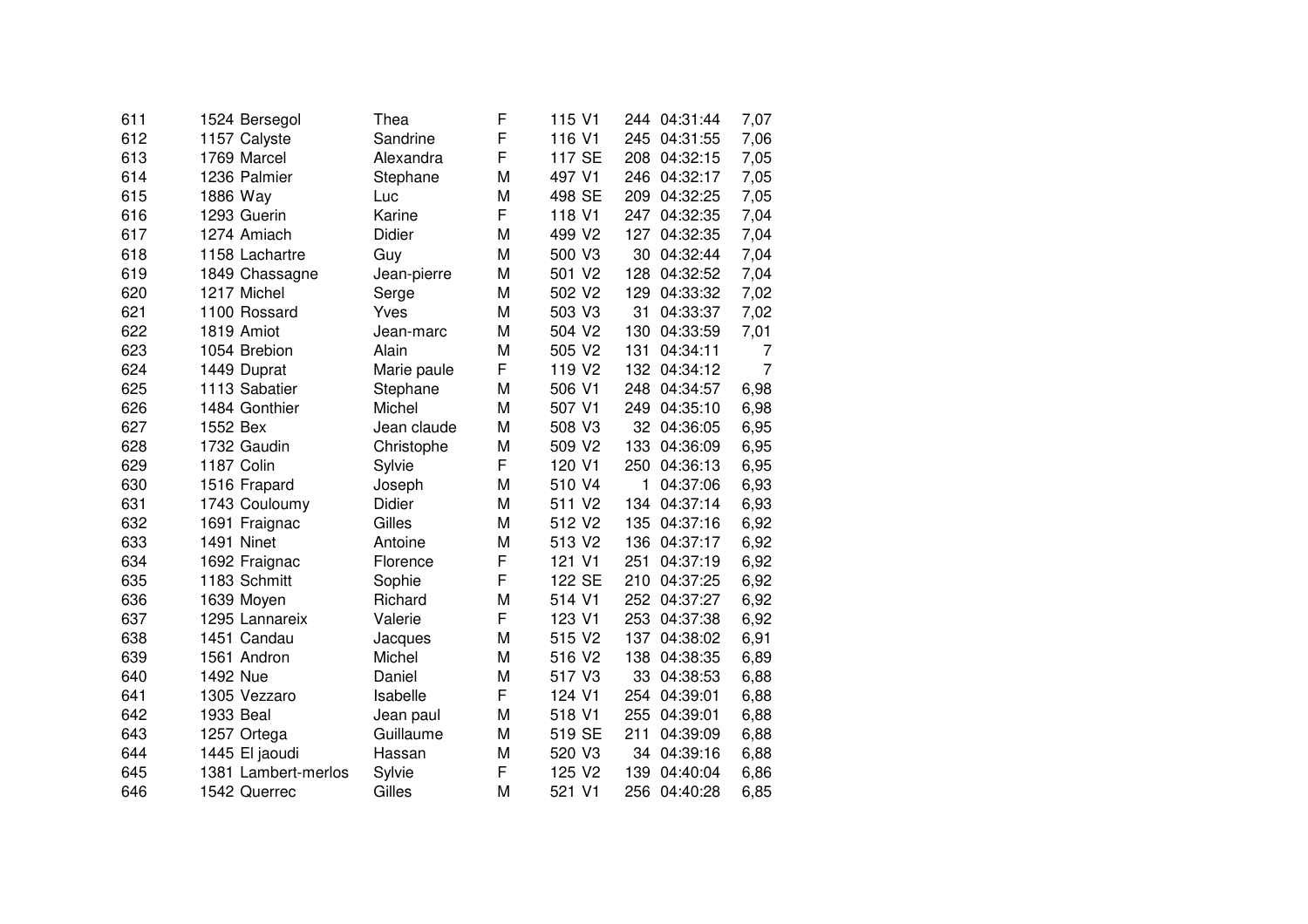| | | | | | | | | | |
|---|---|---|---|---|---|---|---|---|---|
| 611 | 1524 | Bersegol | Thea | F | 115 | V1 | 244 | 04:31:44 | 7,07 |
| 612 | 1157 | Calyste | Sandrine | F | 116 | V1 | 245 | 04:31:55 | 7,06 |
| 613 | 1769 | Marcel | Alexandra | F | 117 | SE | 208 | 04:32:15 | 7,05 |
| 614 | 1236 | Palmier | Stephane | M | 497 | V1 | 246 | 04:32:17 | 7,05 |
| 615 | 1886 | Way | Luc | M | 498 | SE | 209 | 04:32:25 | 7,05 |
| 616 | 1293 | Guerin | Karine | F | 118 | V1 | 247 | 04:32:35 | 7,04 |
| 617 | 1274 | Amiach | Didier | M | 499 | V2 | 127 | 04:32:35 | 7,04 |
| 618 | 1158 | Lachartre | Guy | M | 500 | V3 | 30 | 04:32:44 | 7,04 |
| 619 | 1849 | Chassagne | Jean-pierre | M | 501 | V2 | 128 | 04:32:52 | 7,04 |
| 620 | 1217 | Michel | Serge | M | 502 | V2 | 129 | 04:33:32 | 7,02 |
| 621 | 1100 | Rossard | Yves | M | 503 | V3 | 31 | 04:33:37 | 7,02 |
| 622 | 1819 | Amiot | Jean-marc | M | 504 | V2 | 130 | 04:33:59 | 7,01 |
| 623 | 1054 | Brebion | Alain | M | 505 | V2 | 131 | 04:34:11 | 7 |
| 624 | 1449 | Duprat | Marie paule | F | 119 | V2 | 132 | 04:34:12 | 7 |
| 625 | 1113 | Sabatier | Stephane | M | 506 | V1 | 248 | 04:34:57 | 6,98 |
| 626 | 1484 | Gonthier | Michel | M | 507 | V1 | 249 | 04:35:10 | 6,98 |
| 627 | 1552 | Bex | Jean claude | M | 508 | V3 | 32 | 04:36:05 | 6,95 |
| 628 | 1732 | Gaudin | Christophe | M | 509 | V2 | 133 | 04:36:09 | 6,95 |
| 629 | 1187 | Colin | Sylvie | F | 120 | V1 | 250 | 04:36:13 | 6,95 |
| 630 | 1516 | Frapard | Joseph | M | 510 | V4 | 1 | 04:37:06 | 6,93 |
| 631 | 1743 | Couloumy | Didier | M | 511 | V2 | 134 | 04:37:14 | 6,93 |
| 632 | 1691 | Fraignac | Gilles | M | 512 | V2 | 135 | 04:37:16 | 6,92 |
| 633 | 1491 | Ninet | Antoine | M | 513 | V2 | 136 | 04:37:17 | 6,92 |
| 634 | 1692 | Fraignac | Florence | F | 121 | V1 | 251 | 04:37:19 | 6,92 |
| 635 | 1183 | Schmitt | Sophie | F | 122 | SE | 210 | 04:37:25 | 6,92 |
| 636 | 1639 | Moyen | Richard | M | 514 | V1 | 252 | 04:37:27 | 6,92 |
| 637 | 1295 | Lannareix | Valerie | F | 123 | V1 | 253 | 04:37:38 | 6,92 |
| 638 | 1451 | Candau | Jacques | M | 515 | V2 | 137 | 04:38:02 | 6,91 |
| 639 | 1561 | Andron | Michel | M | 516 | V2 | 138 | 04:38:35 | 6,89 |
| 640 | 1492 | Nue | Daniel | M | 517 | V3 | 33 | 04:38:53 | 6,88 |
| 641 | 1305 | Vezzaro | Isabelle | F | 124 | V1 | 254 | 04:39:01 | 6,88 |
| 642 | 1933 | Beal | Jean paul | M | 518 | V1 | 255 | 04:39:01 | 6,88 |
| 643 | 1257 | Ortega | Guillaume | M | 519 | SE | 211 | 04:39:09 | 6,88 |
| 644 | 1445 | El jaoudi | Hassan | M | 520 | V3 | 34 | 04:39:16 | 6,88 |
| 645 | 1381 | Lambert-merlos | Sylvie | F | 125 | V2 | 139 | 04:40:04 | 6,86 |
| 646 | 1542 | Querrec | Gilles | M | 521 | V1 | 256 | 04:40:28 | 6,85 |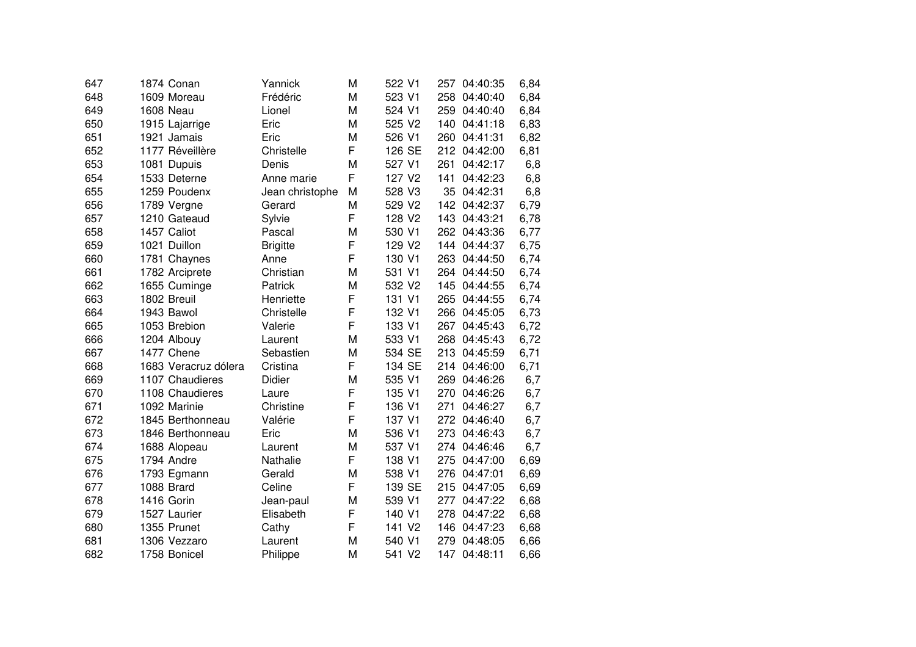| | | | | | | | | | |
|---|---|---|---|---|---|---|---|---|---|
| 647 | 1874 | Conan | Yannick | M | 522 | V1 | 257 | 04:40:35 | 6,84 |
| 648 | 1609 | Moreau | Frédéric | M | 523 | V1 | 258 | 04:40:40 | 6,84 |
| 649 | 1608 | Neau | Lionel | M | 524 | V1 | 259 | 04:40:40 | 6,84 |
| 650 | 1915 | Lajarrige | Eric | M | 525 | V2 | 140 | 04:41:18 | 6,83 |
| 651 | 1921 | Jamais | Eric | M | 526 | V1 | 260 | 04:41:31 | 6,82 |
| 652 | 1177 | Réveillère | Christelle | F | 126 | SE | 212 | 04:42:00 | 6,81 |
| 653 | 1081 | Dupuis | Denis | M | 527 | V1 | 261 | 04:42:17 | 6,8 |
| 654 | 1533 | Deterne | Anne marie | F | 127 | V2 | 141 | 04:42:23 | 6,8 |
| 655 | 1259 | Poudenx | Jean christophe | M | 528 | V3 | 35 | 04:42:31 | 6,8 |
| 656 | 1789 | Vergne | Gerard | M | 529 | V2 | 142 | 04:42:37 | 6,79 |
| 657 | 1210 | Gateaud | Sylvie | F | 128 | V2 | 143 | 04:43:21 | 6,78 |
| 658 | 1457 | Caliot | Pascal | M | 530 | V1 | 262 | 04:43:36 | 6,77 |
| 659 | 1021 | Duillon | Brigitte | F | 129 | V2 | 144 | 04:44:37 | 6,75 |
| 660 | 1781 | Chaynes | Anne | F | 130 | V1 | 263 | 04:44:50 | 6,74 |
| 661 | 1782 | Arciprete | Christian | M | 531 | V1 | 264 | 04:44:50 | 6,74 |
| 662 | 1655 | Cuminge | Patrick | M | 532 | V2 | 145 | 04:44:55 | 6,74 |
| 663 | 1802 | Breuil | Henriette | F | 131 | V1 | 265 | 04:44:55 | 6,74 |
| 664 | 1943 | Bawol | Christelle | F | 132 | V1 | 266 | 04:45:05 | 6,73 |
| 665 | 1053 | Brebion | Valerie | F | 133 | V1 | 267 | 04:45:43 | 6,72 |
| 666 | 1204 | Albouy | Laurent | M | 533 | V1 | 268 | 04:45:43 | 6,72 |
| 667 | 1477 | Chene | Sebastien | M | 534 | SE | 213 | 04:45:59 | 6,71 |
| 668 | 1683 | Veracruz dólera | Cristina | F | 134 | SE | 214 | 04:46:00 | 6,71 |
| 669 | 1107 | Chaudieres | Didier | M | 535 | V1 | 269 | 04:46:26 | 6,7 |
| 670 | 1108 | Chaudieres | Laure | F | 135 | V1 | 270 | 04:46:26 | 6,7 |
| 671 | 1092 | Marinie | Christine | F | 136 | V1 | 271 | 04:46:27 | 6,7 |
| 672 | 1845 | Berthonneau | Valérie | F | 137 | V1 | 272 | 04:46:40 | 6,7 |
| 673 | 1846 | Berthonneau | Eric | M | 536 | V1 | 273 | 04:46:43 | 6,7 |
| 674 | 1688 | Alopeau | Laurent | M | 537 | V1 | 274 | 04:46:46 | 6,7 |
| 675 | 1794 | Andre | Nathalie | F | 138 | V1 | 275 | 04:47:00 | 6,69 |
| 676 | 1793 | Egmann | Gerald | M | 538 | V1 | 276 | 04:47:01 | 6,69 |
| 677 | 1088 | Brard | Celine | F | 139 | SE | 215 | 04:47:05 | 6,69 |
| 678 | 1416 | Gorin | Jean-paul | M | 539 | V1 | 277 | 04:47:22 | 6,68 |
| 679 | 1527 | Laurier | Elisabeth | F | 140 | V1 | 278 | 04:47:22 | 6,68 |
| 680 | 1355 | Prunet | Cathy | F | 141 | V2 | 146 | 04:47:23 | 6,68 |
| 681 | 1306 | Vezzaro | Laurent | M | 540 | V1 | 279 | 04:48:05 | 6,66 |
| 682 | 1758 | Bonicel | Philippe | M | 541 | V2 | 147 | 04:48:11 | 6,66 |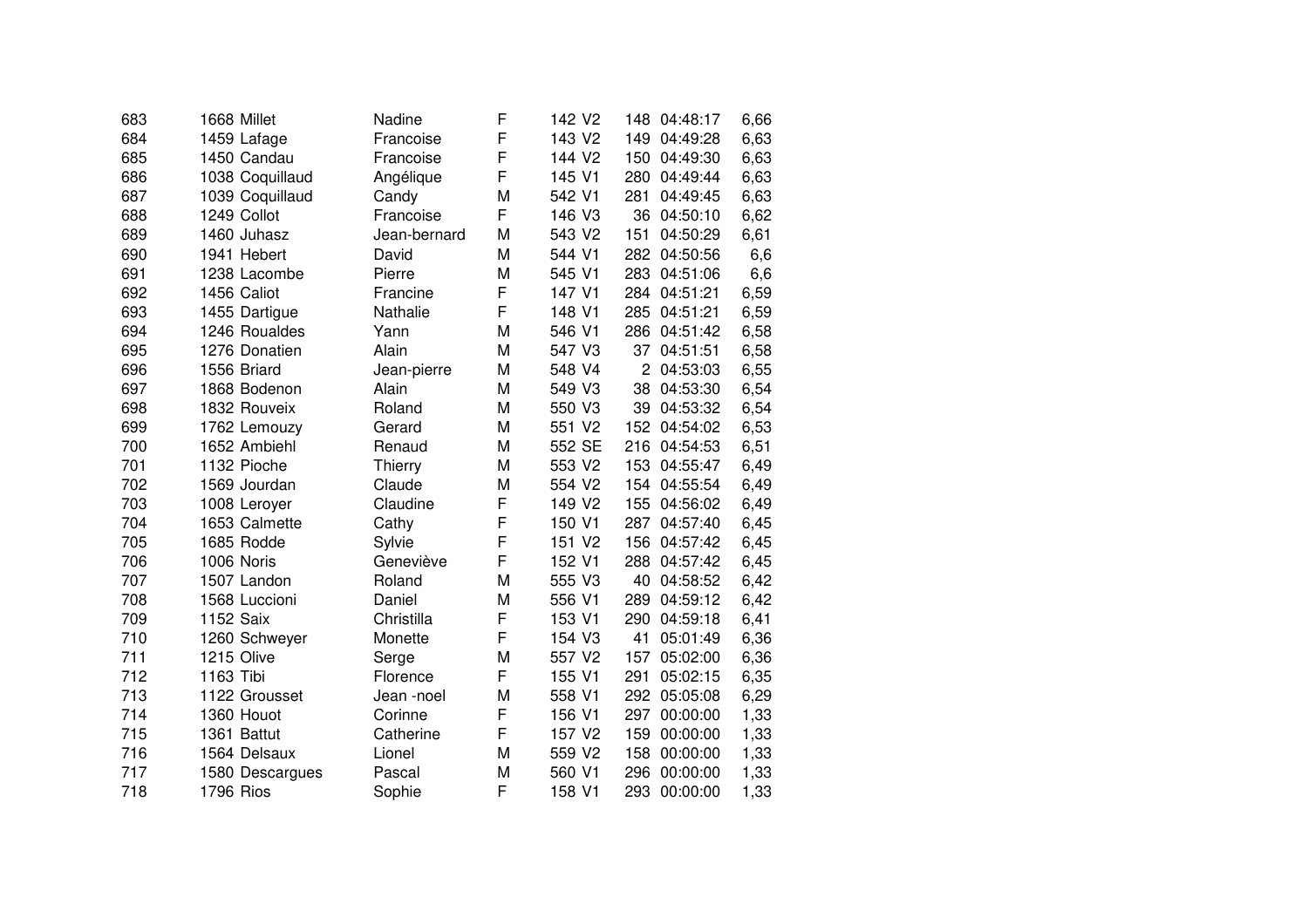| | | | | | | | | |
|---|---|---|---|---|---|---|---|---|
| 683 | 1668 | Millet | Nadine | F | 142 | V2 | 148 | 04:48:17 | 6,66 |
| 684 | 1459 | Lafage | Francoise | F | 143 | V2 | 149 | 04:49:28 | 6,63 |
| 685 | 1450 | Candau | Francoise | F | 144 | V2 | 150 | 04:49:30 | 6,63 |
| 686 | 1038 | Coquillaud | Angélique | F | 145 | V1 | 280 | 04:49:44 | 6,63 |
| 687 | 1039 | Coquillaud | Candy | M | 542 | V1 | 281 | 04:49:45 | 6,63 |
| 688 | 1249 | Collot | Francoise | F | 146 | V3 | 36 | 04:50:10 | 6,62 |
| 689 | 1460 | Juhasz | Jean-bernard | M | 543 | V2 | 151 | 04:50:29 | 6,61 |
| 690 | 1941 | Hebert | David | M | 544 | V1 | 282 | 04:50:56 | 6,6 |
| 691 | 1238 | Lacombe | Pierre | M | 545 | V1 | 283 | 04:51:06 | 6,6 |
| 692 | 1456 | Caliot | Francine | F | 147 | V1 | 284 | 04:51:21 | 6,59 |
| 693 | 1455 | Dartigue | Nathalie | F | 148 | V1 | 285 | 04:51:21 | 6,59 |
| 694 | 1246 | Roualdes | Yann | M | 546 | V1 | 286 | 04:51:42 | 6,58 |
| 695 | 1276 | Donatien | Alain | M | 547 | V3 | 37 | 04:51:51 | 6,58 |
| 696 | 1556 | Briard | Jean-pierre | M | 548 | V4 | 2 | 04:53:03 | 6,55 |
| 697 | 1868 | Bodenon | Alain | M | 549 | V3 | 38 | 04:53:30 | 6,54 |
| 698 | 1832 | Rouveix | Roland | M | 550 | V3 | 39 | 04:53:32 | 6,54 |
| 699 | 1762 | Lemouzy | Gerard | M | 551 | V2 | 152 | 04:54:02 | 6,53 |
| 700 | 1652 | Ambiehl | Renaud | M | 552 | SE | 216 | 04:54:53 | 6,51 |
| 701 | 1132 | Pioche | Thierry | M | 553 | V2 | 153 | 04:55:47 | 6,49 |
| 702 | 1569 | Jourdan | Claude | M | 554 | V2 | 154 | 04:55:54 | 6,49 |
| 703 | 1008 | Leroyer | Claudine | F | 149 | V2 | 155 | 04:56:02 | 6,49 |
| 704 | 1653 | Calmette | Cathy | F | 150 | V1 | 287 | 04:57:40 | 6,45 |
| 705 | 1685 | Rodde | Sylvie | F | 151 | V2 | 156 | 04:57:42 | 6,45 |
| 706 | 1006 | Noris | Geneviève | F | 152 | V1 | 288 | 04:57:42 | 6,45 |
| 707 | 1507 | Landon | Roland | M | 555 | V3 | 40 | 04:58:52 | 6,42 |
| 708 | 1568 | Luccioni | Daniel | M | 556 | V1 | 289 | 04:59:12 | 6,42 |
| 709 | 1152 | Saix | Christilla | F | 153 | V1 | 290 | 04:59:18 | 6,41 |
| 710 | 1260 | Schweyer | Monette | F | 154 | V3 | 41 | 05:01:49 | 6,36 |
| 711 | 1215 | Olive | Serge | M | 557 | V2 | 157 | 05:02:00 | 6,36 |
| 712 | 1163 | Tibi | Florence | F | 155 | V1 | 291 | 05:02:15 | 6,35 |
| 713 | 1122 | Grousset | Jean -noel | M | 558 | V1 | 292 | 05:05:08 | 6,29 |
| 714 | 1360 | Houot | Corinne | F | 156 | V1 | 297 | 00:00:00 | 1,33 |
| 715 | 1361 | Battut | Catherine | F | 157 | V2 | 159 | 00:00:00 | 1,33 |
| 716 | 1564 | Delsaux | Lionel | M | 559 | V2 | 158 | 00:00:00 | 1,33 |
| 717 | 1580 | Descargues | Pascal | M | 560 | V1 | 296 | 00:00:00 | 1,33 |
| 718 | 1796 | Rios | Sophie | F | 158 | V1 | 293 | 00:00:00 | 1,33 |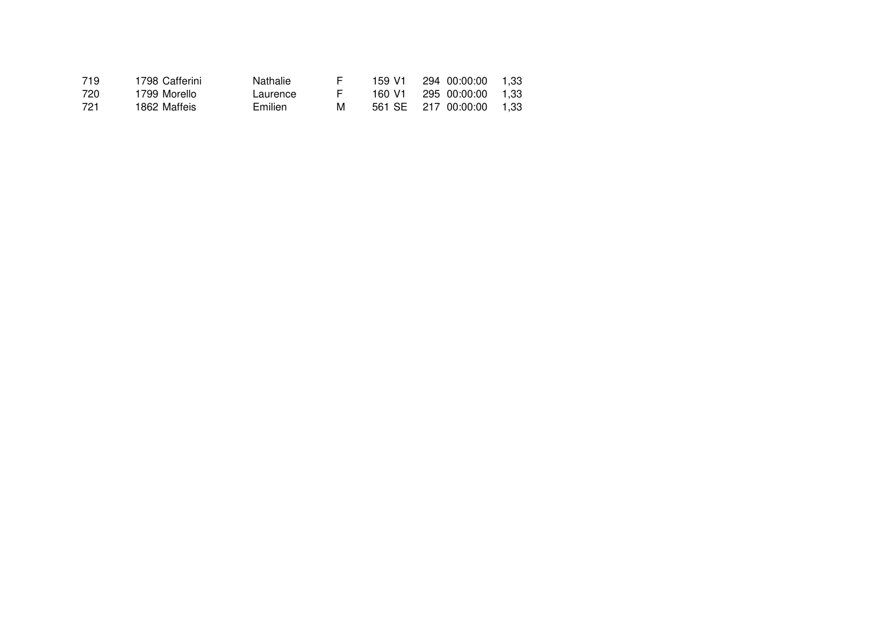| | | | | | | | | | |
|---|---|---|---|---|---|---|---|---|---|
| 719 | 1798 | Cafferini | Nathalie | F | 159 | V1 | 294 | 00:00:00 | 1,33 |
| 720 | 1799 | Morello | Laurence | F | 160 | V1 | 295 | 00:00:00 | 1,33 |
| 721 | 1862 | Maffeis | Emilien | M | 561 | SE | 217 | 00:00:00 | 1,33 |